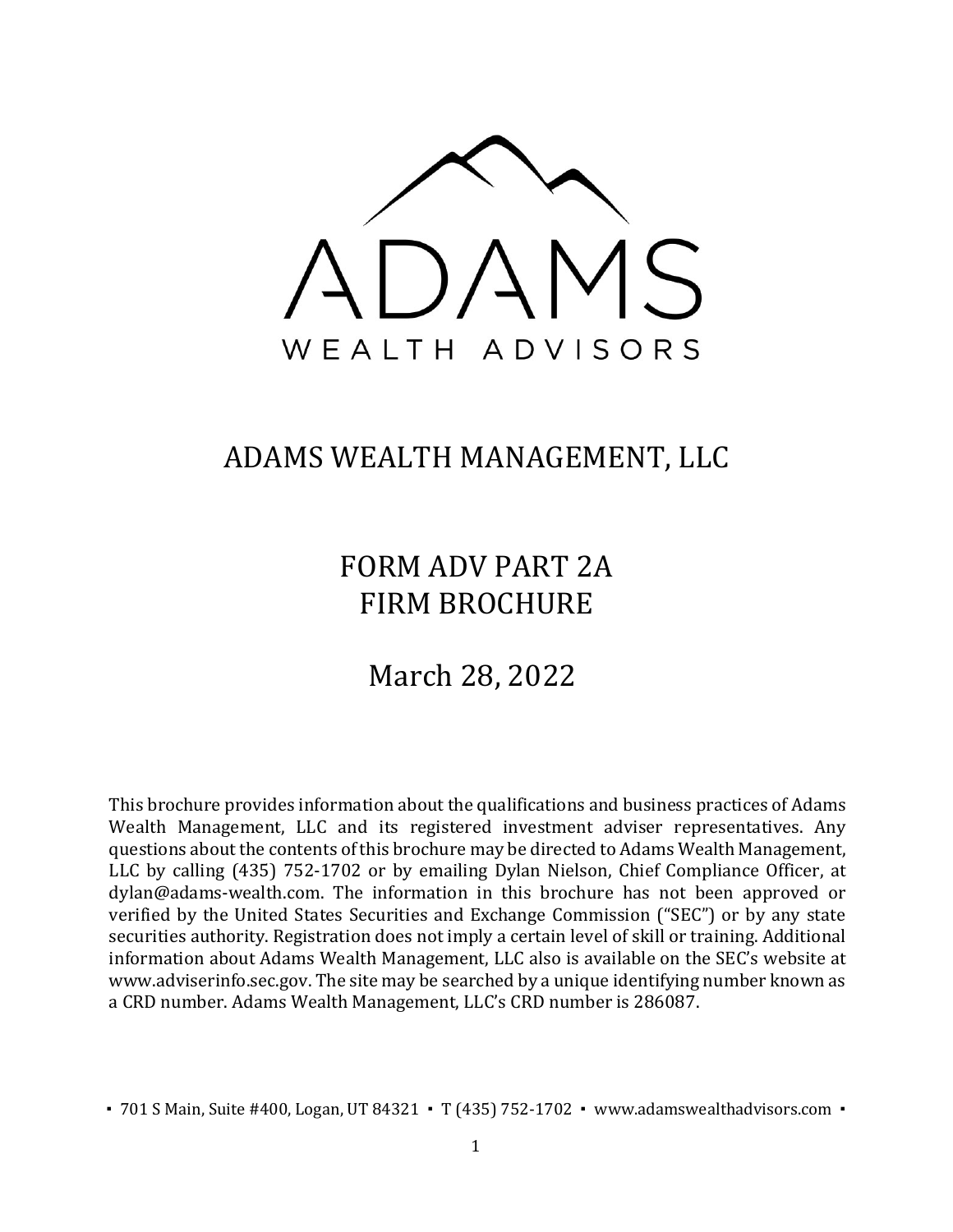ADAMS

WEALTH ADVISORS

# ADAMS WEALTH MANAGEMENT, LLC

# FORM ADV PART 2A
# FIRM BROCHURE

## March 28, 2022

This brochure provides information about the qualifications and business practices of Adams Wealth Management, LLC and its registered investment adviser representatives. Any questions about the contents of this brochure may be directed to Adams Wealth Management, LLC by calling (435) 752-1702 or by emailing Dylan Nielson, Chief Compliance Officer, at dylan@adams-wealth.com. The information in this brochure has not been approved or verified by the United States Securities and Exchange Commission ("SEC") or by any state securities authority. Registration does not imply a certain level of skill or training. Additional information about Adams Wealth Management, LLC also is available on the SEC's website at www.adviserinfo.sec.gov. The site may be searched by a unique identifying number known as a CRD number. Adams Wealth Management, LLC's CRD number is 286087.

▪ 701 S Main, Suite #400, Logan, UT 84321 ▪ T (435) 752-1702 ▪ www.adamswealthadvisors.com ▪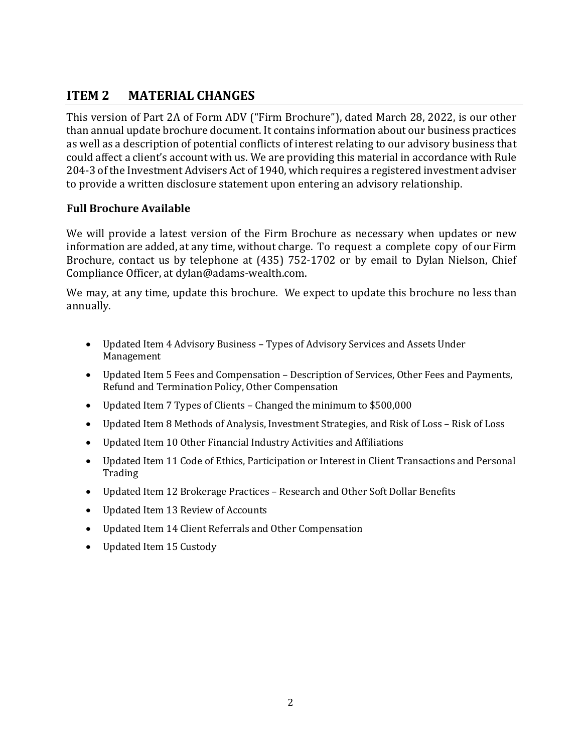## ITEM 2 MATERIAL CHANGES

This version of Part 2A of Form ADV ("Firm Brochure"), dated March 28, 2022, is our other than annual update brochure document. It contains information about our business practices as well as a description of potential conflicts of interest relating to our advisory business that could affect a client's account with us. We are providing this material in accordance with Rule 204-3 of the Investment Advisers Act of 1940, which requires a registered investment adviser to provide a written disclosure statement upon entering an advisory relationship.

### Full Brochure Available

We will provide a latest version of the Firm Brochure as necessary when updates or new information are added, at any time, without charge. To request a complete copy of our Firm Brochure, contact us by telephone at (435) 752-1702 or by email to Dylan Nielson, Chief Compliance Officer, at dylan@adams-wealth.com.

We may, at any time, update this brochure. We expect to update this brochure no less than annually.

- Updated Item 4 Advisory Business – Types of Advisory Services and Assets Under Management
- Updated Item 5 Fees and Compensation – Description of Services, Other Fees and Payments, Refund and Termination Policy, Other Compensation
- Updated Item 7 Types of Clients – Changed the minimum to $500,000
- Updated Item 8 Methods of Analysis, Investment Strategies, and Risk of Loss – Risk of Loss
- Updated Item 10 Other Financial Industry Activities and Affiliations
- Updated Item 11 Code of Ethics, Participation or Interest in Client Transactions and Personal Trading
- Updated Item 12 Brokerage Practices – Research and Other Soft Dollar Benefits
- Updated Item 13 Review of Accounts
- Updated Item 14 Client Referrals and Other Compensation
- Updated Item 15 Custody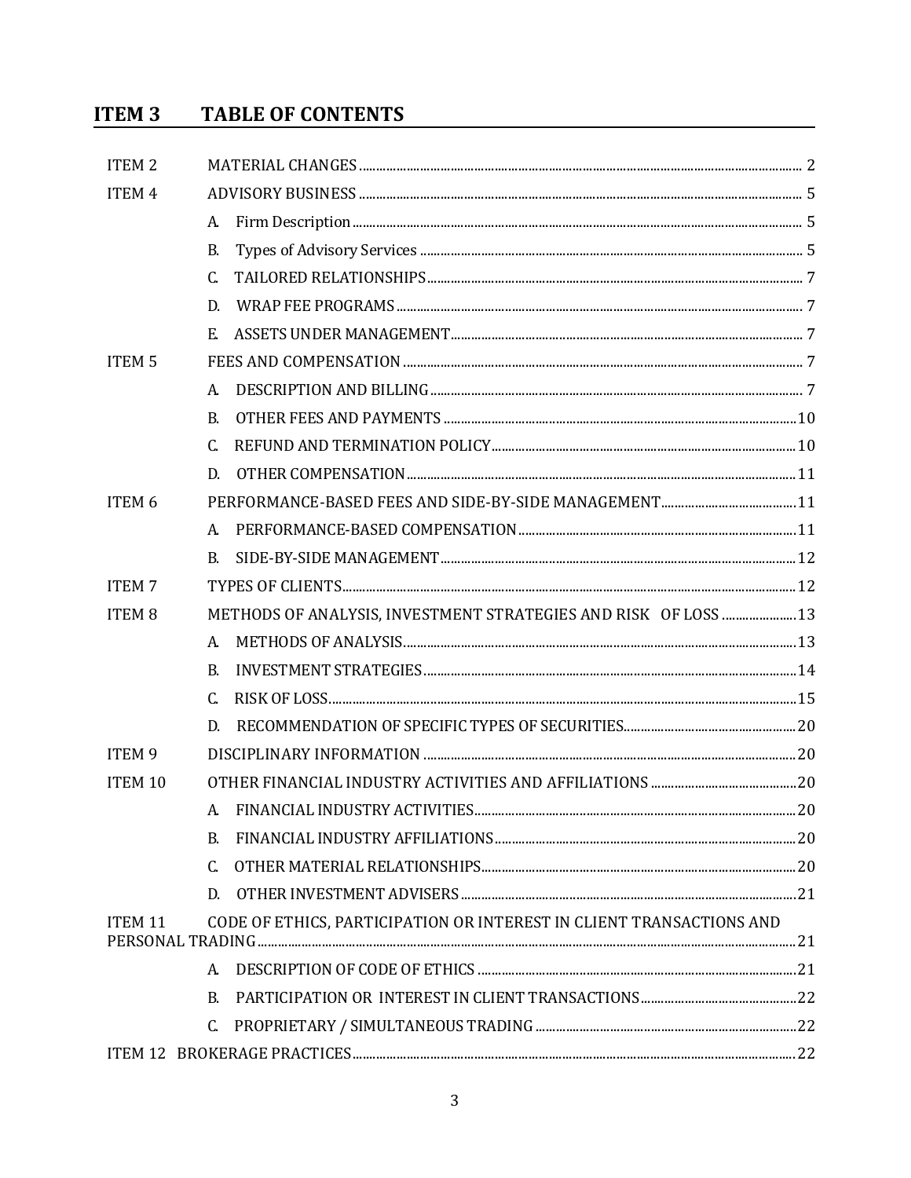## ITEM 3 TABLE OF CONTENTS

| | | |
|---|---|---|
| ITEM 2 | MATERIAL CHANGES | 2 |
| ITEM 4 | ADVISORY BUSINESS | 5 |
| | A. Firm Description | 5 |
| | B. Types of Advisory Services | 5 |
| | C. TAILORED RELATIONSHIPS | 7 |
| | D. WRAP FEE PROGRAMS | 7 |
| | E. ASSETS UNDER MANAGEMENT | 7 |
| ITEM 5 | FEES AND COMPENSATION | 7 |
| | A. DESCRIPTION AND BILLING | 7 |
| | B. OTHER FEES AND PAYMENTS | 10 |
| | C. REFUND AND TERMINATION POLICY | 10 |
| | D. OTHER COMPENSATION | 11 |
| ITEM 6 | PERFORMANCE-BASED FEES AND SIDE-BY-SIDE MANAGEMENT | 11 |
| | A. PERFORMANCE-BASED COMPENSATION | 11 |
| | B. SIDE-BY-SIDE MANAGEMENT | 12 |
| ITEM 7 | TYPES OF CLIENTS | 12 |
| ITEM 8 | METHODS OF ANALYSIS, INVESTMENT STRATEGIES AND RISK OF LOSS | 13 |
| | A. METHODS OF ANALYSIS | 13 |
| | B. INVESTMENT STRATEGIES | 14 |
| | C. RISK OF LOSS | 15 |
| | D. RECOMMENDATION OF SPECIFIC TYPES OF SECURITIES | 20 |
| ITEM 9 | DISCIPLINARY INFORMATION | 20 |
| ITEM 10 | OTHER FINANCIAL INDUSTRY ACTIVITIES AND AFFILIATIONS | 20 |
| | A. FINANCIAL INDUSTRY ACTIVITIES | 20 |
| | B. FINANCIAL INDUSTRY AFFILIATIONS | 20 |
| | C. OTHER MATERIAL RELATIONSHIPS | 20 |
| | D. OTHER INVESTMENT ADVISERS | 21 |
| ITEM 11 | CODE OF ETHICS, PARTICIPATION OR INTEREST IN CLIENT TRANSACTIONS AND PERSONAL TRADING | 21 |
| | A. DESCRIPTION OF CODE OF ETHICS | 21 |
| | B. PARTICIPATION OR INTEREST IN CLIENT TRANSACTIONS | 22 |
| | C. PROPRIETARY / SIMULTANEOUS TRADING | 22 |
| ITEM 12 | BROKERAGE PRACTICES | 22 |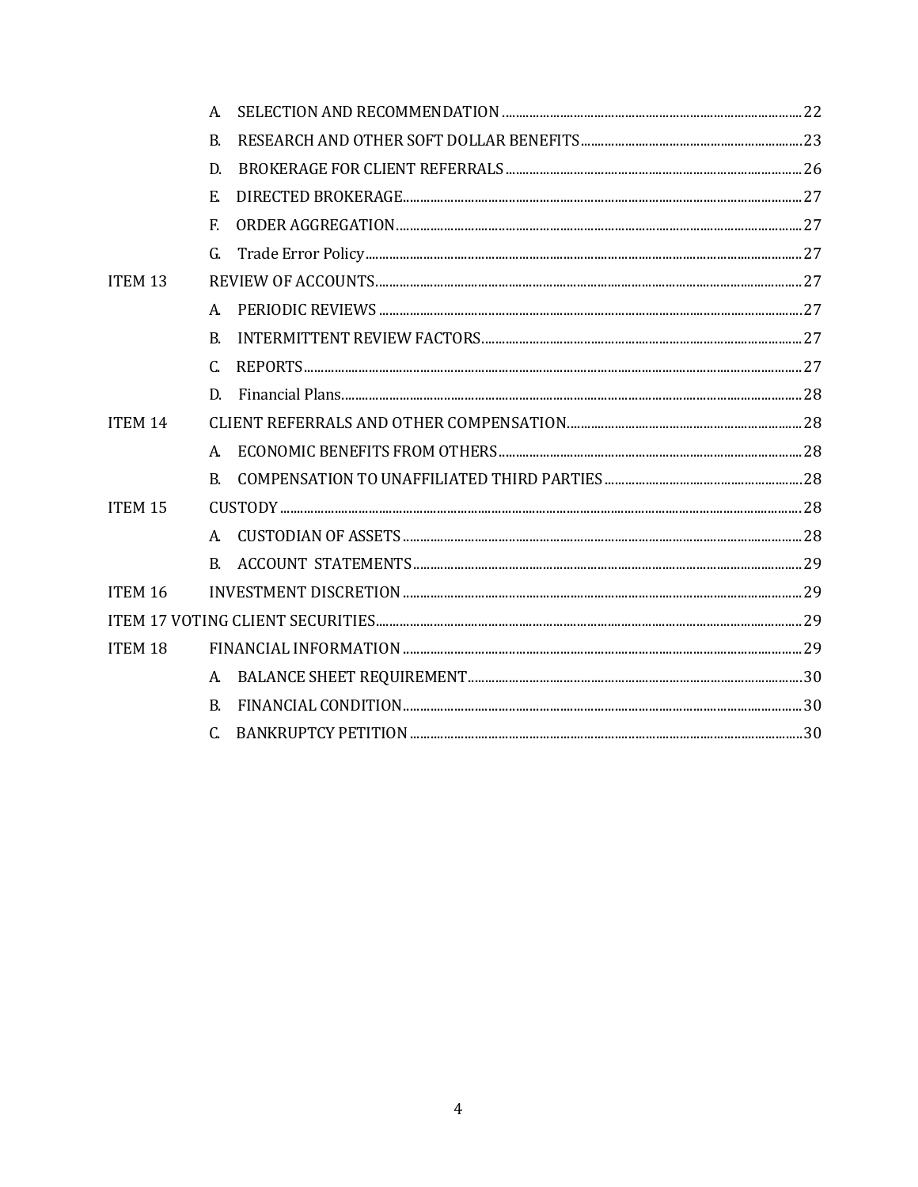| | | |
|---|---|---|
| | A. SELECTION AND RECOMMENDATION | 22 |
| | B. RESEARCH AND OTHER SOFT DOLLAR BENEFITS | 23 |
| | D. BROKERAGE FOR CLIENT REFERRALS | 26 |
| | E. DIRECTED BROKERAGE | 27 |
| | F. ORDER AGGREGATION | 27 |
| | G. Trade Error Policy | 27 |
| ITEM 13 | REVIEW OF ACCOUNTS | 27 |
| | A. PERIODIC REVIEWS | 27 |
| | B. INTERMITTENT REVIEW FACTORS | 27 |
| | C. REPORTS | 27 |
| | D. Financial Plans | 28 |
| ITEM 14 | CLIENT REFERRALS AND OTHER COMPENSATION | 28 |
| | A. ECONOMIC BENEFITS FROM OTHERS | 28 |
| | B. COMPENSATION TO UNAFFILIATED THIRD PARTIES | 28 |
| ITEM 15 | CUSTODY | 28 |
| | A. CUSTODIAN OF ASSETS | 28 |
| | B. ACCOUNT STATEMENTS | 29 |
| ITEM 16 | INVESTMENT DISCRETION | 29 |
| ITEM 17 VOTING CLIENT SECURITIES | | 29 |
| ITEM 18 | FINANCIAL INFORMATION | 29 |
| | A. BALANCE SHEET REQUIREMENT | 30 |
| | B. FINANCIAL CONDITION | 30 |
| | C. BANKRUPTCY PETITION | 30 |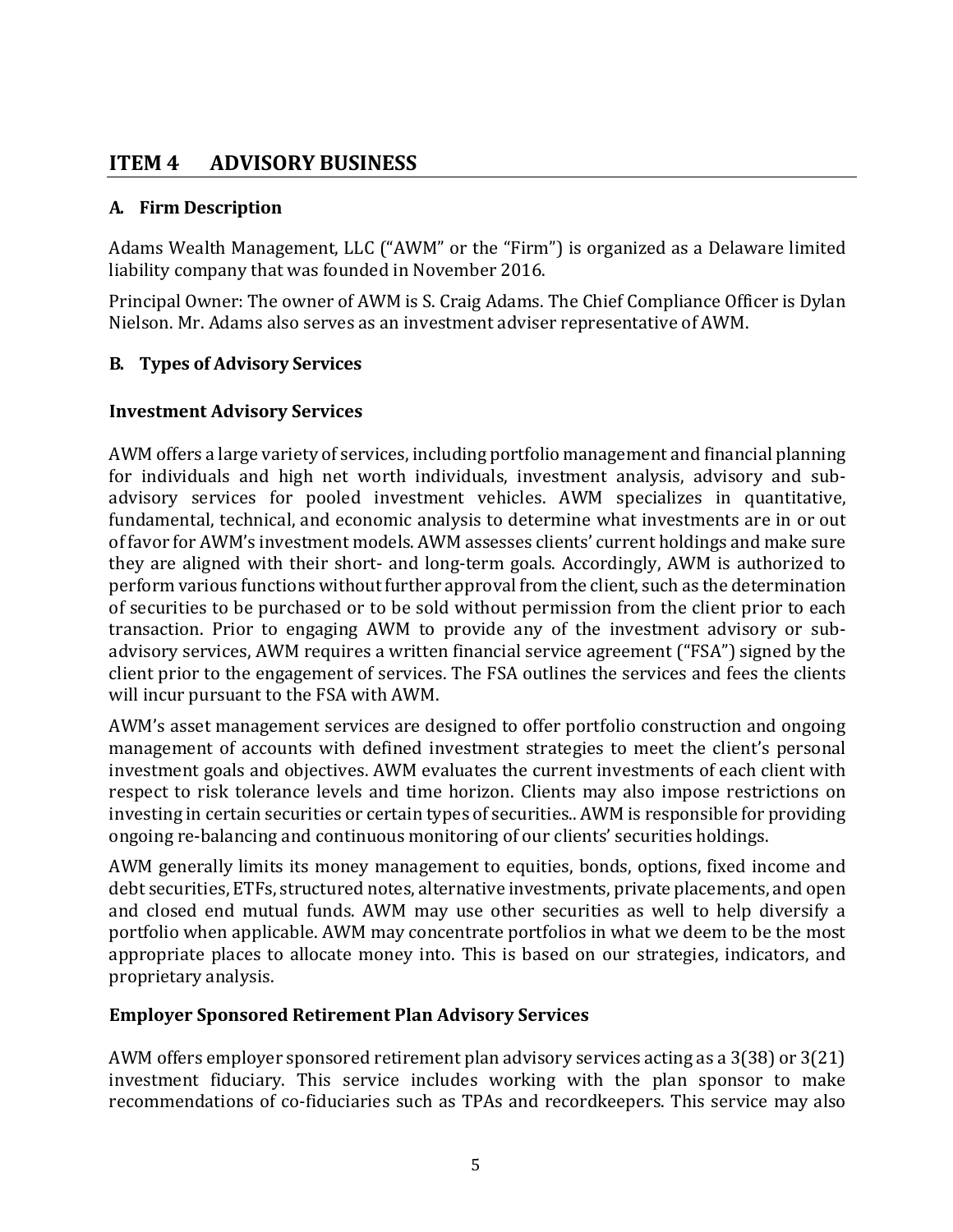## ITEM 4 ADVISORY BUSINESS

### A. Firm Description

Adams Wealth Management, LLC ("AWM" or the "Firm") is organized as a Delaware limited liability company that was founded in November 2016.

Principal Owner: The owner of AWM is S. Craig Adams. The Chief Compliance Officer is Dylan Nielson. Mr. Adams also serves as an investment adviser representative of AWM.

### B. Types of Advisory Services

#### Investment Advisory Services

AWM offers a large variety of services, including portfolio management and financial planning for individuals and high net worth individuals, investment analysis, advisory and sub-advisory services for pooled investment vehicles. AWM specializes in quantitative, fundamental, technical, and economic analysis to determine what investments are in or out of favor for AWM's investment models. AWM assesses clients' current holdings and make sure they are aligned with their short- and long-term goals. Accordingly, AWM is authorized to perform various functions without further approval from the client, such as the determination of securities to be purchased or to be sold without permission from the client prior to each transaction. Prior to engaging AWM to provide any of the investment advisory or sub-advisory services, AWM requires a written financial service agreement ("FSA") signed by the client prior to the engagement of services. The FSA outlines the services and fees the clients will incur pursuant to the FSA with AWM.

AWM's asset management services are designed to offer portfolio construction and ongoing management of accounts with defined investment strategies to meet the client's personal investment goals and objectives. AWM evaluates the current investments of each client with respect to risk tolerance levels and time horizon. Clients may also impose restrictions on investing in certain securities or certain types of securities.. AWM is responsible for providing ongoing re-balancing and continuous monitoring of our clients' securities holdings.

AWM generally limits its money management to equities, bonds, options, fixed income and debt securities, ETFs, structured notes, alternative investments, private placements, and open and closed end mutual funds. AWM may use other securities as well to help diversify a portfolio when applicable. AWM may concentrate portfolios in what we deem to be the most appropriate places to allocate money into. This is based on our strategies, indicators, and proprietary analysis.

#### Employer Sponsored Retirement Plan Advisory Services

AWM offers employer sponsored retirement plan advisory services acting as a 3(38) or 3(21) investment fiduciary. This service includes working with the plan sponsor to make recommendations of co-fiduciaries such as TPAs and recordkeepers. This service may also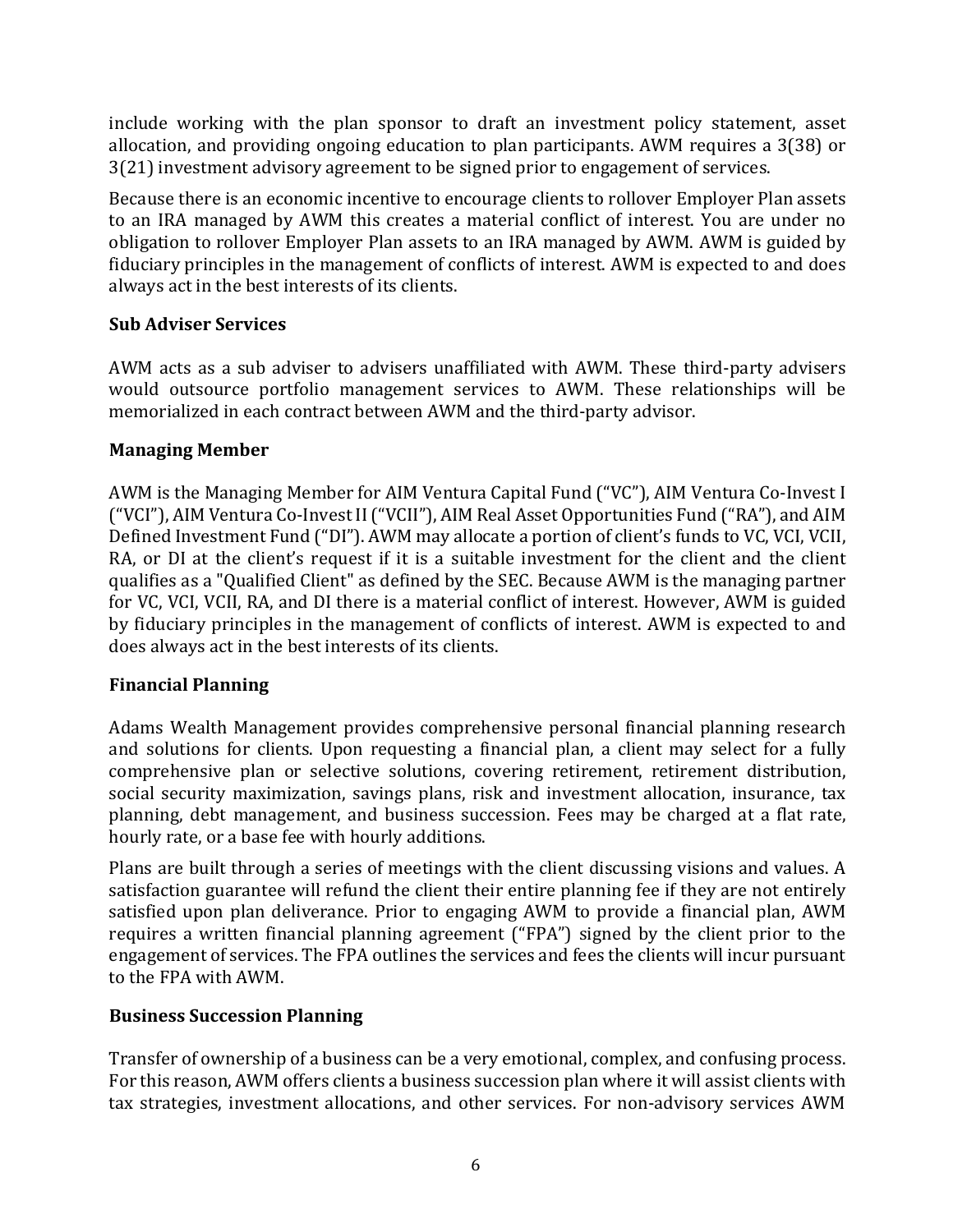include working with the plan sponsor to draft an investment policy statement, asset allocation, and providing ongoing education to plan participants. AWM requires a 3(38) or 3(21) investment advisory agreement to be signed prior to engagement of services.

Because there is an economic incentive to encourage clients to rollover Employer Plan assets to an IRA managed by AWM this creates a material conflict of interest. You are under no obligation to rollover Employer Plan assets to an IRA managed by AWM. AWM is guided by fiduciary principles in the management of conflicts of interest. AWM is expected to and does always act in the best interests of its clients.

**Sub Adviser Services**

AWM acts as a sub adviser to advisers unaffiliated with AWM. These third-party advisers would outsource portfolio management services to AWM. These relationships will be memorialized in each contract between AWM and the third-party advisor.

**Managing Member**

AWM is the Managing Member for AIM Ventura Capital Fund ("VC"), AIM Ventura Co-Invest I ("VCI"), AIM Ventura Co-Invest II ("VCII"), AIM Real Asset Opportunities Fund ("RA"), and AIM Defined Investment Fund ("DI"). AWM may allocate a portion of client's funds to VC, VCI, VCII, RA, or DI at the client's request if it is a suitable investment for the client and the client qualifies as a "Qualified Client" as defined by the SEC. Because AWM is the managing partner for VC, VCI, VCII, RA, and DI there is a material conflict of interest. However, AWM is guided by fiduciary principles in the management of conflicts of interest. AWM is expected to and does always act in the best interests of its clients.

**Financial Planning**

Adams Wealth Management provides comprehensive personal financial planning research and solutions for clients. Upon requesting a financial plan, a client may select for a fully comprehensive plan or selective solutions, covering retirement, retirement distribution, social security maximization, savings plans, risk and investment allocation, insurance, tax planning, debt management, and business succession. Fees may be charged at a flat rate, hourly rate, or a base fee with hourly additions.

Plans are built through a series of meetings with the client discussing visions and values. A satisfaction guarantee will refund the client their entire planning fee if they are not entirely satisfied upon plan deliverance. Prior to engaging AWM to provide a financial plan, AWM requires a written financial planning agreement ("FPA") signed by the client prior to the engagement of services. The FPA outlines the services and fees the clients will incur pursuant to the FPA with AWM.

**Business Succession Planning**

Transfer of ownership of a business can be a very emotional, complex, and confusing process. For this reason, AWM offers clients a business succession plan where it will assist clients with tax strategies, investment allocations, and other services. For non-advisory services AWM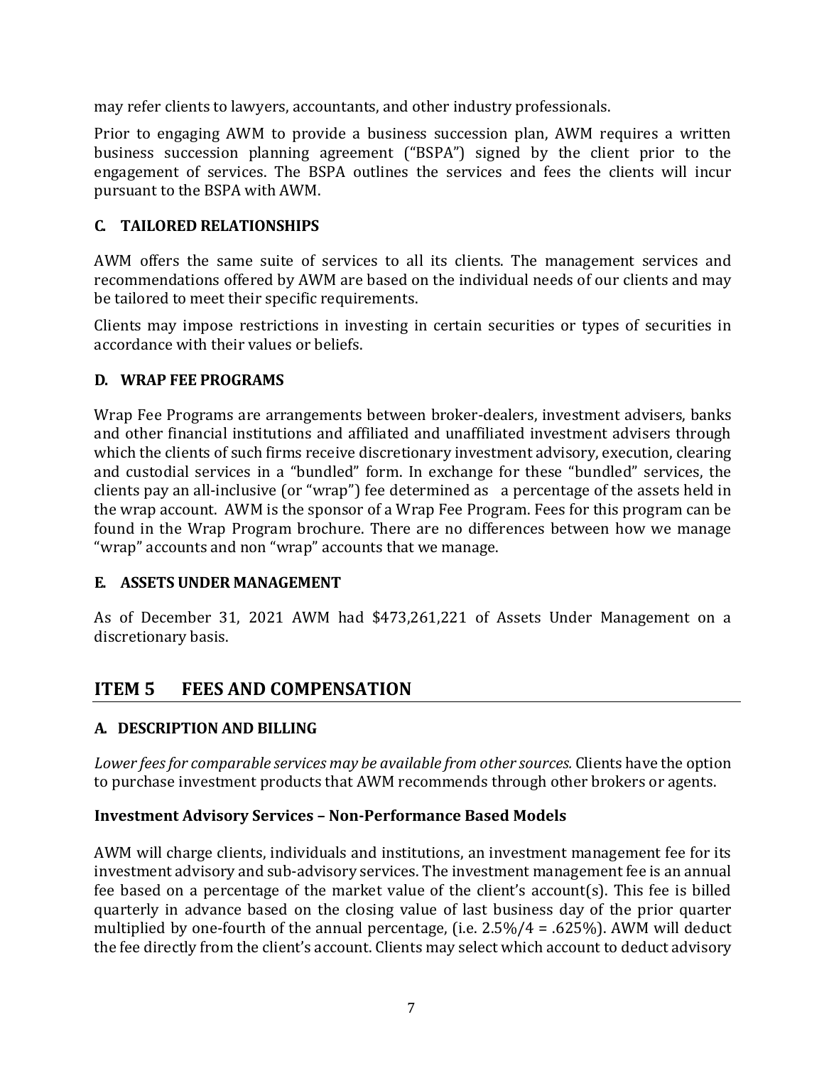may refer clients to lawyers, accountants, and other industry professionals.

Prior to engaging AWM to provide a business succession plan, AWM requires a written business succession planning agreement ("BSPA") signed by the client prior to the engagement of services. The BSPA outlines the services and fees the clients will incur pursuant to the BSPA with AWM.

### C. TAILORED RELATIONSHIPS

AWM offers the same suite of services to all its clients. The management services and recommendations offered by AWM are based on the individual needs of our clients and may be tailored to meet their specific requirements.

Clients may impose restrictions in investing in certain securities or types of securities in accordance with their values or beliefs.

### D. WRAP FEE PROGRAMS

Wrap Fee Programs are arrangements between broker-dealers, investment advisers, banks and other financial institutions and affiliated and unaffiliated investment advisers through which the clients of such firms receive discretionary investment advisory, execution, clearing and custodial services in a "bundled" form. In exchange for these "bundled" services, the clients pay an all-inclusive (or "wrap") fee determined as a percentage of the assets held in the wrap account. AWM is the sponsor of a Wrap Fee Program. Fees for this program can be found in the Wrap Program brochure. There are no differences between how we manage "wrap" accounts and non "wrap" accounts that we manage.

### E. ASSETS UNDER MANAGEMENT

As of December 31, 2021 AWM had $473,261,221 of Assets Under Management on a discretionary basis.

## ITEM 5 FEES AND COMPENSATION

### A. DESCRIPTION AND BILLING

*Lower fees for comparable services may be available from other sources.* Clients have the option to purchase investment products that AWM recommends through other brokers or agents.

**Investment Advisory Services – Non-Performance Based Models**

AWM will charge clients, individuals and institutions, an investment management fee for its investment advisory and sub-advisory services. The investment management fee is an annual fee based on a percentage of the market value of the client's account(s). This fee is billed quarterly in advance based on the closing value of last business day of the prior quarter multiplied by one-fourth of the annual percentage, (i.e. 2.5%/4 = .625%). AWM will deduct the fee directly from the client's account. Clients may select which account to deduct advisory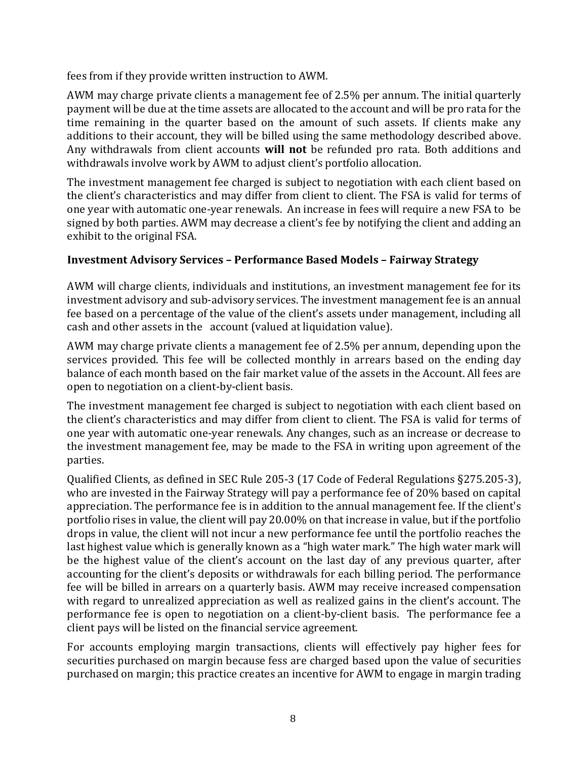fees from if they provide written instruction to AWM.

AWM may charge private clients a management fee of 2.5% per annum. The initial quarterly payment will be due at the time assets are allocated to the account and will be pro rata for the time remaining in the quarter based on the amount of such assets. If clients make any additions to their account, they will be billed using the same methodology described above. Any withdrawals from client accounts **will not** be refunded pro rata. Both additions and withdrawals involve work by AWM to adjust client's portfolio allocation.

The investment management fee charged is subject to negotiation with each client based on the client's characteristics and may differ from client to client. The FSA is valid for terms of one year with automatic one-year renewals. An increase in fees will require a new FSA to be signed by both parties. AWM may decrease a client's fee by notifying the client and adding an exhibit to the original FSA.

### Investment Advisory Services – Performance Based Models – Fairway Strategy

AWM will charge clients, individuals and institutions, an investment management fee for its investment advisory and sub-advisory services. The investment management fee is an annual fee based on a percentage of the value of the client's assets under management, including all cash and other assets in the account (valued at liquidation value).

AWM may charge private clients a management fee of 2.5% per annum, depending upon the services provided. This fee will be collected monthly in arrears based on the ending day balance of each month based on the fair market value of the assets in the Account. All fees are open to negotiation on a client-by-client basis.

The investment management fee charged is subject to negotiation with each client based on the client's characteristics and may differ from client to client. The FSA is valid for terms of one year with automatic one-year renewals. Any changes, such as an increase or decrease to the investment management fee, may be made to the FSA in writing upon agreement of the parties.

Qualified Clients, as defined in SEC Rule 205-3 (17 Code of Federal Regulations §275.205-3), who are invested in the Fairway Strategy will pay a performance fee of 20% based on capital appreciation. The performance fee is in addition to the annual management fee. If the client's portfolio rises in value, the client will pay 20.00% on that increase in value, but if the portfolio drops in value, the client will not incur a new performance fee until the portfolio reaches the last highest value which is generally known as a "high water mark." The high water mark will be the highest value of the client's account on the last day of any previous quarter, after accounting for the client's deposits or withdrawals for each billing period. The performance fee will be billed in arrears on a quarterly basis. AWM may receive increased compensation with regard to unrealized appreciation as well as realized gains in the client's account. The performance fee is open to negotiation on a client-by-client basis. The performance fee a client pays will be listed on the financial service agreement.

For accounts employing margin transactions, clients will effectively pay higher fees for securities purchased on margin because fess are charged based upon the value of securities purchased on margin; this practice creates an incentive for AWM to engage in margin trading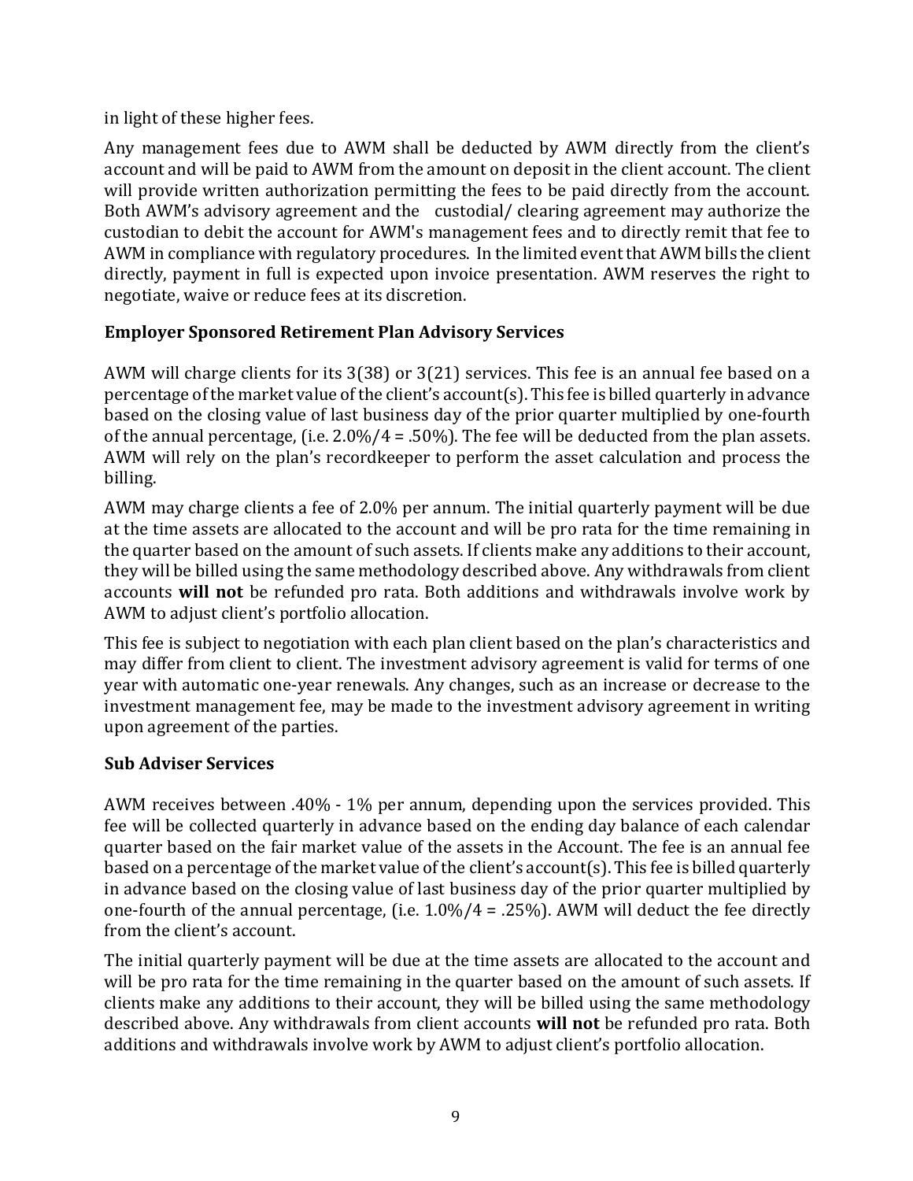in light of these higher fees.

Any management fees due to AWM shall be deducted by AWM directly from the client's account and will be paid to AWM from the amount on deposit in the client account. The client will provide written authorization permitting the fees to be paid directly from the account. Both AWM's advisory agreement and the custodial/ clearing agreement may authorize the custodian to debit the account for AWM's management fees and to directly remit that fee to AWM in compliance with regulatory procedures. In the limited event that AWM bills the client directly, payment in full is expected upon invoice presentation. AWM reserves the right to negotiate, waive or reduce fees at its discretion.

### Employer Sponsored Retirement Plan Advisory Services

AWM will charge clients for its 3(38) or 3(21) services. This fee is an annual fee based on a percentage of the market value of the client's account(s). This fee is billed quarterly in advance based on the closing value of last business day of the prior quarter multiplied by one-fourth of the annual percentage, (i.e. 2.0%/4 = .50%). The fee will be deducted from the plan assets. AWM will rely on the plan's recordkeeper to perform the asset calculation and process the billing.

AWM may charge clients a fee of 2.0% per annum. The initial quarterly payment will be due at the time assets are allocated to the account and will be pro rata for the time remaining in the quarter based on the amount of such assets. If clients make any additions to their account, they will be billed using the same methodology described above. Any withdrawals from client accounts **will not** be refunded pro rata. Both additions and withdrawals involve work by AWM to adjust client's portfolio allocation.

This fee is subject to negotiation with each plan client based on the plan's characteristics and may differ from client to client. The investment advisory agreement is valid for terms of one year with automatic one-year renewals. Any changes, such as an increase or decrease to the investment management fee, may be made to the investment advisory agreement in writing upon agreement of the parties.

### Sub Adviser Services

AWM receives between .40% - 1% per annum, depending upon the services provided. This fee will be collected quarterly in advance based on the ending day balance of each calendar quarter based on the fair market value of the assets in the Account. The fee is an annual fee based on a percentage of the market value of the client's account(s). This fee is billed quarterly in advance based on the closing value of last business day of the prior quarter multiplied by one-fourth of the annual percentage, (i.e. 1.0%/4 = .25%). AWM will deduct the fee directly from the client's account.

The initial quarterly payment will be due at the time assets are allocated to the account and will be pro rata for the time remaining in the quarter based on the amount of such assets. If clients make any additions to their account, they will be billed using the same methodology described above. Any withdrawals from client accounts **will not** be refunded pro rata. Both additions and withdrawals involve work by AWM to adjust client's portfolio allocation.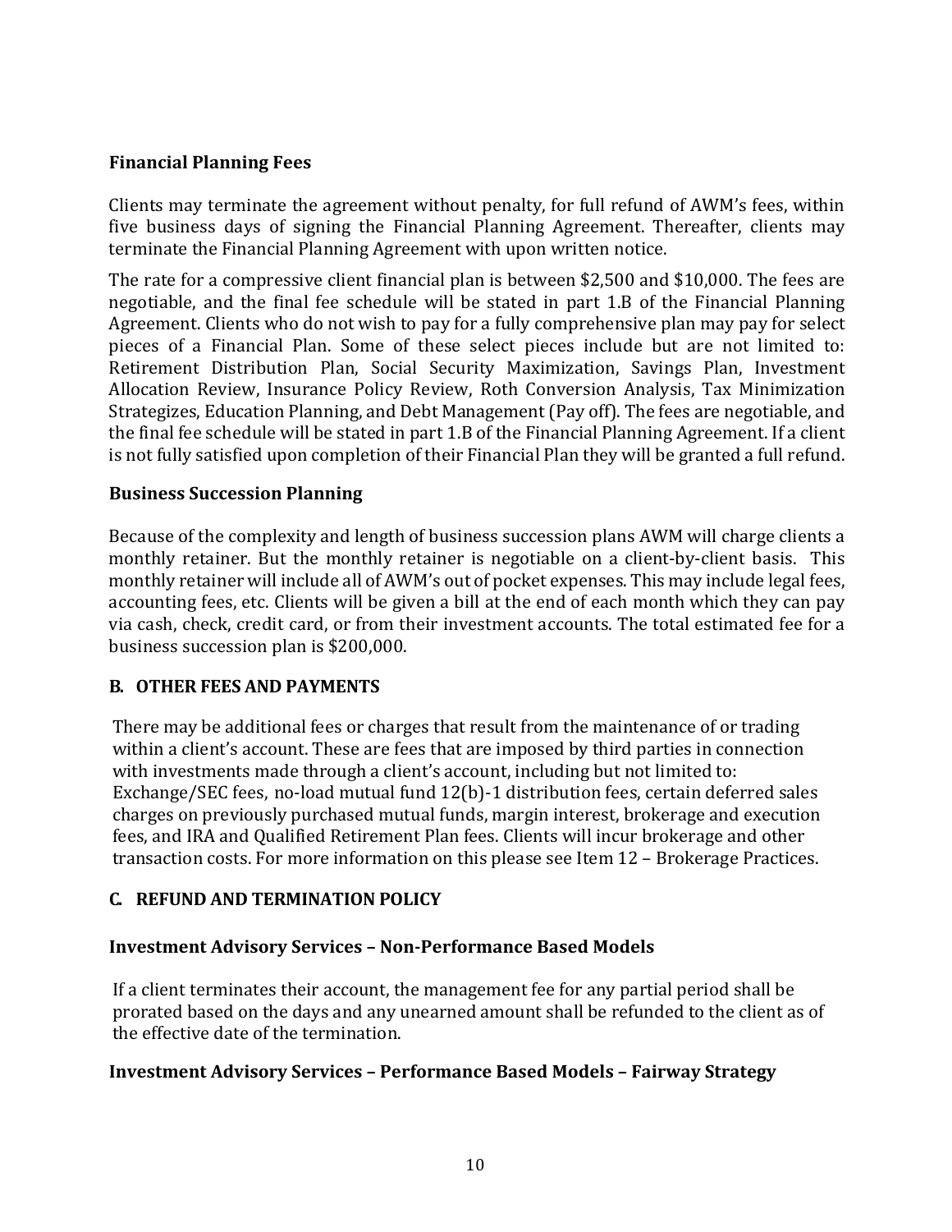### Financial Planning Fees

Clients may terminate the agreement without penalty, for full refund of AWM's fees, within five business days of signing the Financial Planning Agreement. Thereafter, clients may terminate the Financial Planning Agreement with upon written notice.

The rate for a compressive client financial plan is between $2,500 and $10,000. The fees are negotiable, and the final fee schedule will be stated in part 1.B of the Financial Planning Agreement. Clients who do not wish to pay for a fully comprehensive plan may pay for select pieces of a Financial Plan. Some of these select pieces include but are not limited to: Retirement Distribution Plan, Social Security Maximization, Savings Plan, Investment Allocation Review, Insurance Policy Review, Roth Conversion Analysis, Tax Minimization Strategizes, Education Planning, and Debt Management (Pay off). The fees are negotiable, and the final fee schedule will be stated in part 1.B of the Financial Planning Agreement. If a client is not fully satisfied upon completion of their Financial Plan they will be granted a full refund.

### Business Succession Planning

Because of the complexity and length of business succession plans AWM will charge clients a monthly retainer. But the monthly retainer is negotiable on a client-by-client basis. This monthly retainer will include all of AWM's out of pocket expenses. This may include legal fees, accounting fees, etc. Clients will be given a bill at the end of each month which they can pay via cash, check, credit card, or from their investment accounts. The total estimated fee for a business succession plan is $200,000.

## B. OTHER FEES AND PAYMENTS

There may be additional fees or charges that result from the maintenance of or trading within a client's account. These are fees that are imposed by third parties in connection with investments made through a client's account, including but not limited to: Exchange/SEC fees, no-load mutual fund 12(b)-1 distribution fees, certain deferred sales charges on previously purchased mutual funds, margin interest, brokerage and execution fees, and IRA and Qualified Retirement Plan fees. Clients will incur brokerage and other transaction costs. For more information on this please see Item 12 – Brokerage Practices.

## C. REFUND AND TERMINATION POLICY

### Investment Advisory Services – Non-Performance Based Models

If a client terminates their account, the management fee for any partial period shall be prorated based on the days and any unearned amount shall be refunded to the client as of the effective date of the termination.

### Investment Advisory Services – Performance Based Models – Fairway Strategy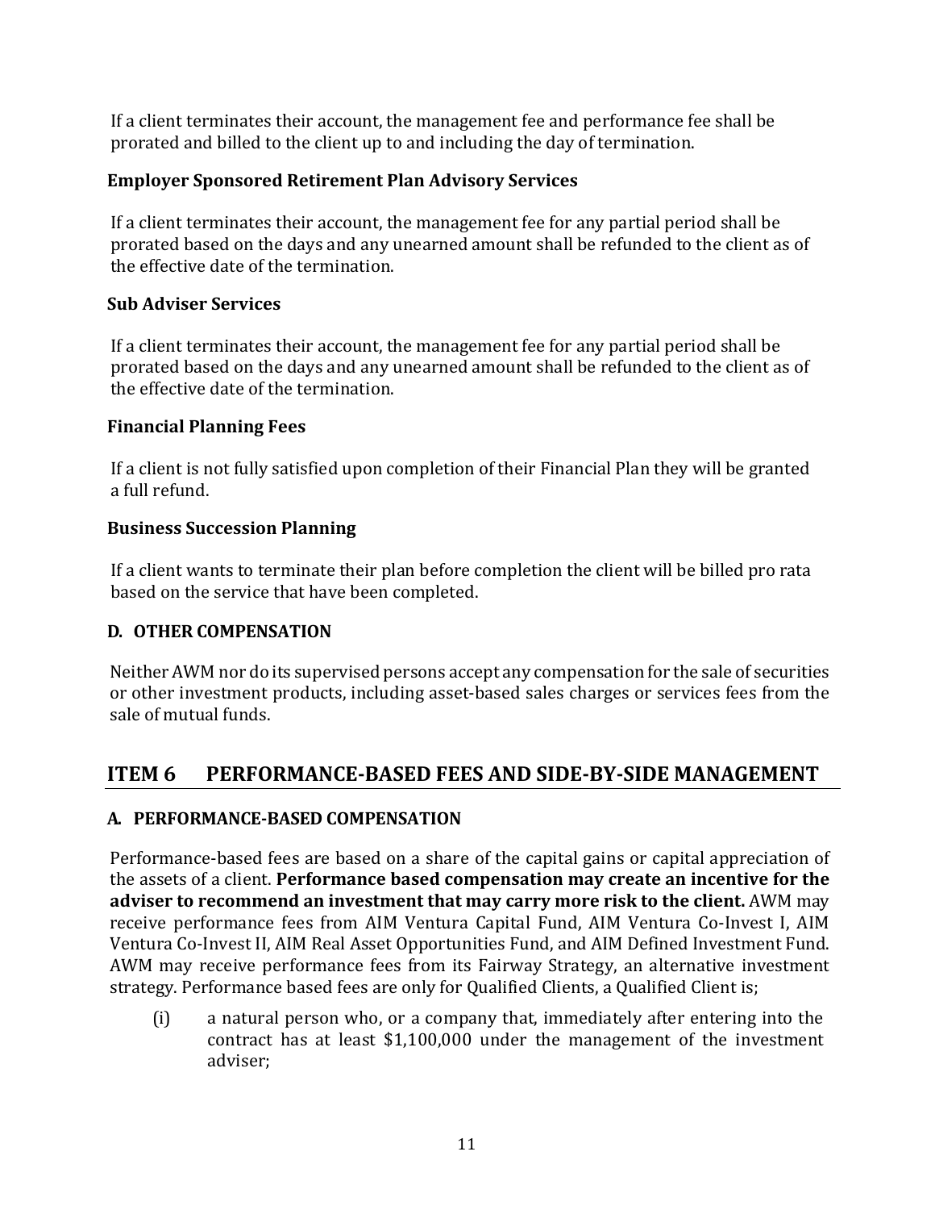If a client terminates their account, the management fee and performance fee shall be prorated and billed to the client up to and including the day of termination.

**Employer Sponsored Retirement Plan Advisory Services**

If a client terminates their account, the management fee for any partial period shall be prorated based on the days and any unearned amount shall be refunded to the client as of the effective date of the termination.

**Sub Adviser Services**

If a client terminates their account, the management fee for any partial period shall be prorated based on the days and any unearned amount shall be refunded to the client as of the effective date of the termination.

**Financial Planning Fees**

If a client is not fully satisfied upon completion of their Financial Plan they will be granted a full refund.

**Business Succession Planning**

If a client wants to terminate their plan before completion the client will be billed pro rata based on the service that have been completed.

### D. OTHER COMPENSATION

Neither AWM nor do its supervised persons accept any compensation for the sale of securities or other investment products, including asset-based sales charges or services fees from the sale of mutual funds.

## ITEM 6 PERFORMANCE-BASED FEES AND SIDE-BY-SIDE MANAGEMENT

### A. PERFORMANCE-BASED COMPENSATION

Performance-based fees are based on a share of the capital gains or capital appreciation of the assets of a client. **Performance based compensation may create an incentive for the adviser to recommend an investment that may carry more risk to the client.** AWM may receive performance fees from AIM Ventura Capital Fund, AIM Ventura Co-Invest I, AIM Ventura Co-Invest II, AIM Real Asset Opportunities Fund, and AIM Defined Investment Fund. AWM may receive performance fees from its Fairway Strategy, an alternative investment strategy. Performance based fees are only for Qualified Clients, a Qualified Client is;

(i) a natural person who, or a company that, immediately after entering into the contract has at least $1,100,000 under the management of the investment adviser;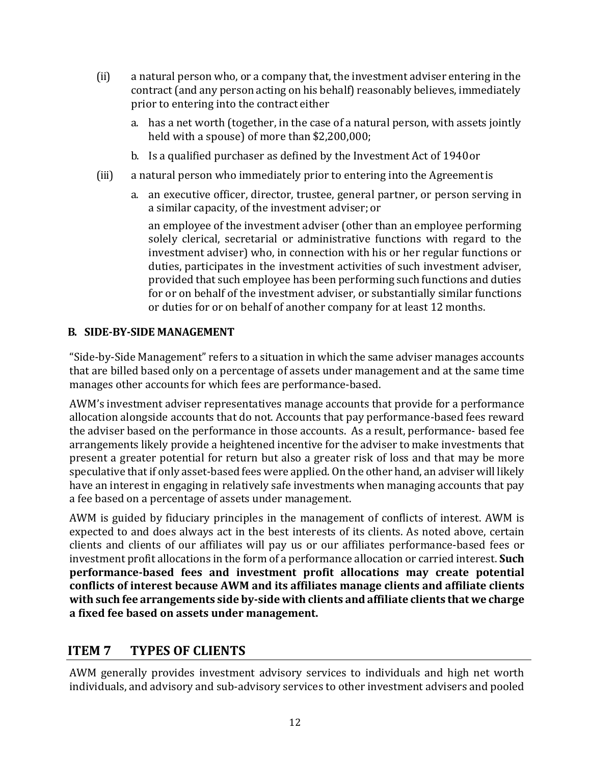(ii) a natural person who, or a company that, the investment adviser entering in the contract (and any person acting on his behalf) reasonably believes, immediately prior to entering into the contract either

a. has a net worth (together, in the case of a natural person, with assets jointly held with a spouse) of more than $2,200,000;

b. Is a qualified purchaser as defined by the Investment Act of 1940 or

(iii) a natural person who immediately prior to entering into the Agreement is

a. an executive officer, director, trustee, general partner, or person serving in a similar capacity, of the investment adviser; or

an employee of the investment adviser (other than an employee performing solely clerical, secretarial or administrative functions with regard to the investment adviser) who, in connection with his or her regular functions or duties, participates in the investment activities of such investment adviser, provided that such employee has been performing such functions and duties for or on behalf of the investment adviser, or substantially similar functions or duties for or on behalf of another company for at least 12 months.

### B. SIDE-BY-SIDE MANAGEMENT

"Side-by-Side Management" refers to a situation in which the same adviser manages accounts that are billed based only on a percentage of assets under management and at the same time manages other accounts for which fees are performance-based.

AWM's investment adviser representatives manage accounts that provide for a performance allocation alongside accounts that do not. Accounts that pay performance-based fees reward the adviser based on the performance in those accounts. As a result, performance- based fee arrangements likely provide a heightened incentive for the adviser to make investments that present a greater potential for return but also a greater risk of loss and that may be more speculative that if only asset-based fees were applied. On the other hand, an adviser will likely have an interest in engaging in relatively safe investments when managing accounts that pay a fee based on a percentage of assets under management.

AWM is guided by fiduciary principles in the management of conflicts of interest. AWM is expected to and does always act in the best interests of its clients. As noted above, certain clients and clients of our affiliates will pay us or our affiliates performance-based fees or investment profit allocations in the form of a performance allocation or carried interest. **Such performance-based fees and investment profit allocations may create potential conflicts of interest because AWM and its affiliates manage clients and affiliate clients with such fee arrangements side by-side with clients and affiliate clients that we charge a fixed fee based on assets under management.**

## ITEM 7 TYPES OF CLIENTS

AWM generally provides investment advisory services to individuals and high net worth individuals, and advisory and sub-advisory services to other investment advisers and pooled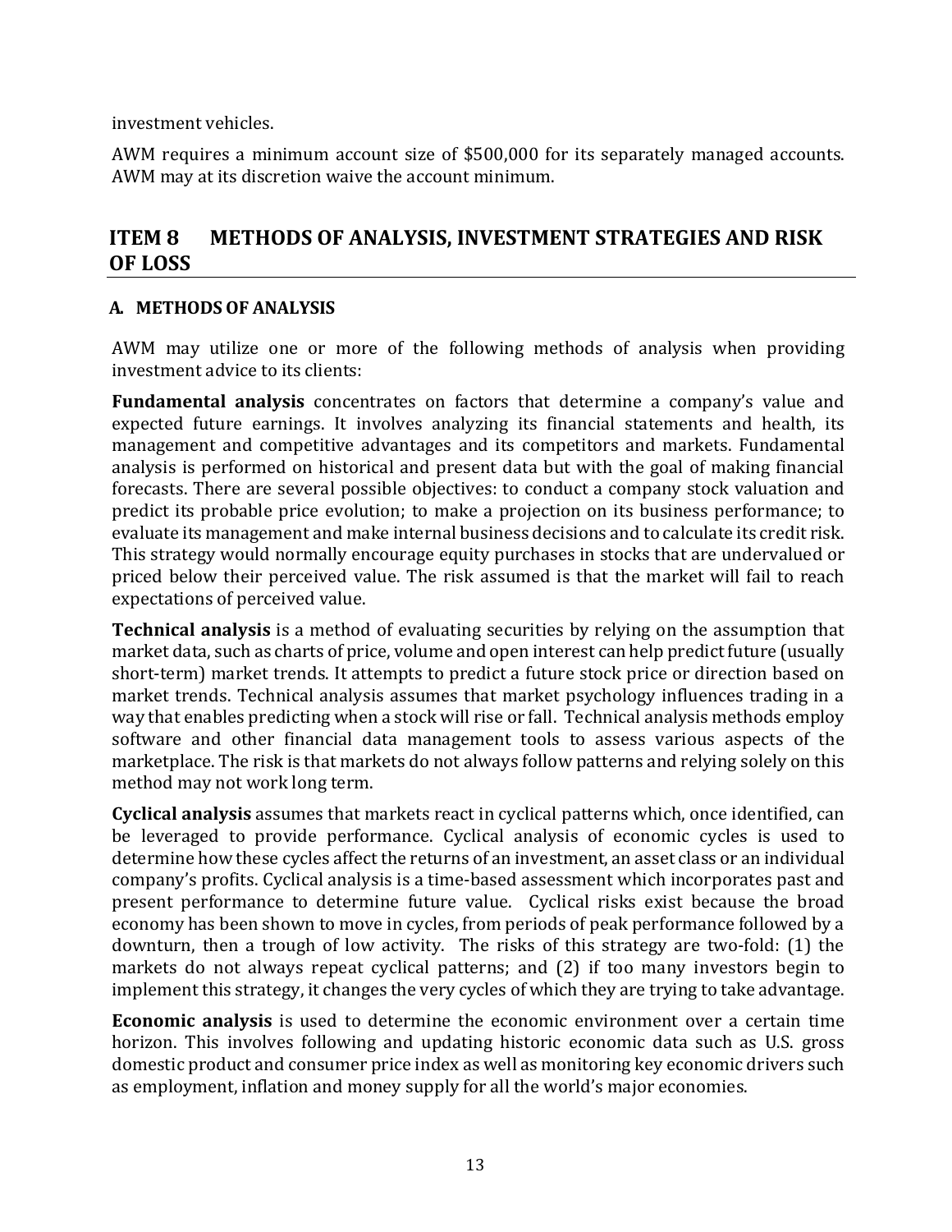investment vehicles.

AWM requires a minimum account size of $500,000 for its separately managed accounts. AWM may at its discretion waive the account minimum.

## ITEM 8 METHODS OF ANALYSIS, INVESTMENT STRATEGIES AND RISK OF LOSS

### A. METHODS OF ANALYSIS

AWM may utilize one or more of the following methods of analysis when providing investment advice to its clients:

**Fundamental analysis** concentrates on factors that determine a company's value and expected future earnings. It involves analyzing its financial statements and health, its management and competitive advantages and its competitors and markets. Fundamental analysis is performed on historical and present data but with the goal of making financial forecasts. There are several possible objectives: to conduct a company stock valuation and predict its probable price evolution; to make a projection on its business performance; to evaluate its management and make internal business decisions and to calculate its credit risk. This strategy would normally encourage equity purchases in stocks that are undervalued or priced below their perceived value. The risk assumed is that the market will fail to reach expectations of perceived value.

**Technical analysis** is a method of evaluating securities by relying on the assumption that market data, such as charts of price, volume and open interest can help predict future (usually short-term) market trends. It attempts to predict a future stock price or direction based on market trends. Technical analysis assumes that market psychology influences trading in a way that enables predicting when a stock will rise or fall. Technical analysis methods employ software and other financial data management tools to assess various aspects of the marketplace. The risk is that markets do not always follow patterns and relying solely on this method may not work long term.

**Cyclical analysis** assumes that markets react in cyclical patterns which, once identified, can be leveraged to provide performance. Cyclical analysis of economic cycles is used to determine how these cycles affect the returns of an investment, an asset class or an individual company's profits. Cyclical analysis is a time-based assessment which incorporates past and present performance to determine future value. Cyclical risks exist because the broad economy has been shown to move in cycles, from periods of peak performance followed by a downturn, then a trough of low activity. The risks of this strategy are two-fold: (1) the markets do not always repeat cyclical patterns; and (2) if too many investors begin to implement this strategy, it changes the very cycles of which they are trying to take advantage.

**Economic analysis** is used to determine the economic environment over a certain time horizon. This involves following and updating historic economic data such as U.S. gross domestic product and consumer price index as well as monitoring key economic drivers such as employment, inflation and money supply for all the world's major economies.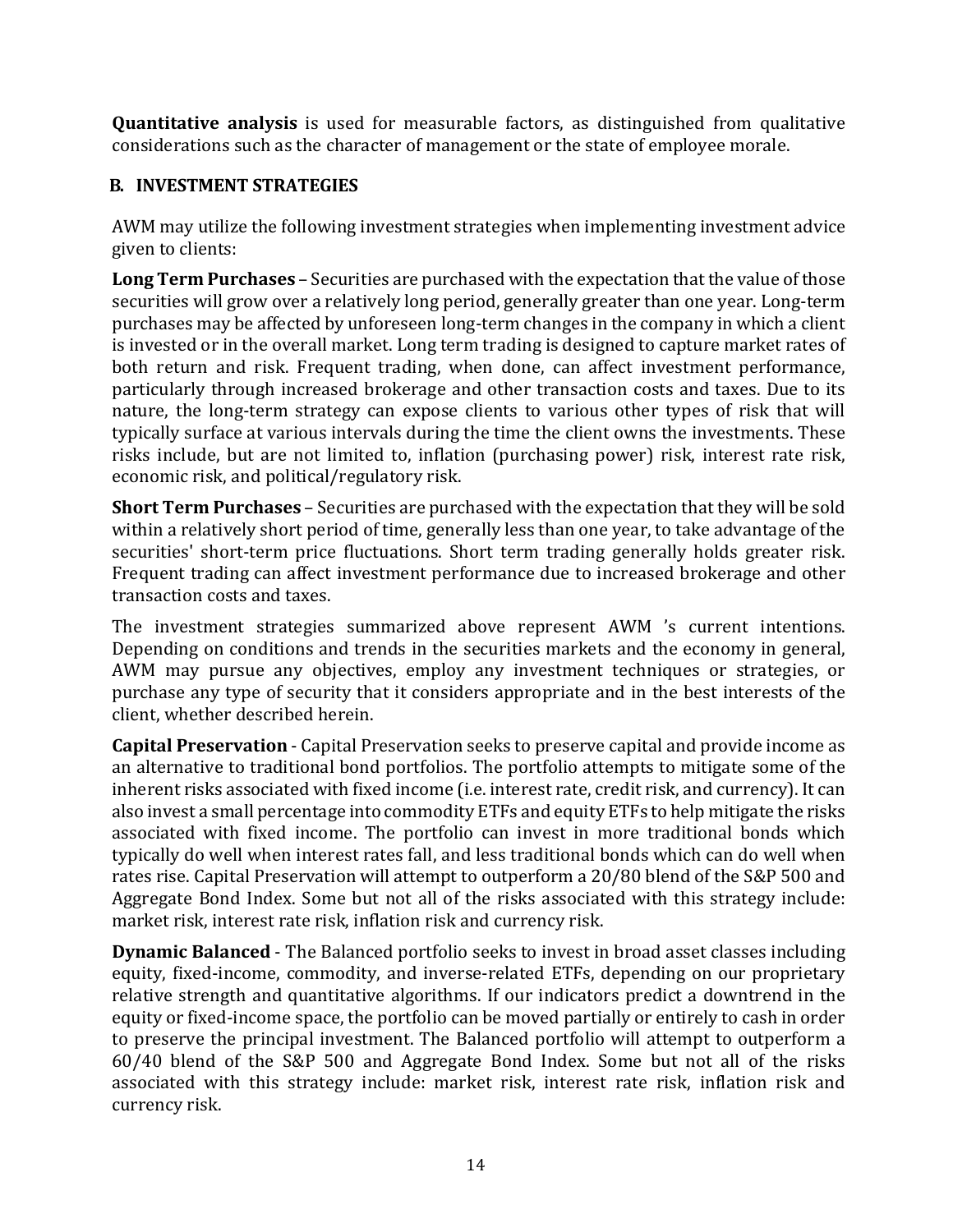**Quantitative analysis** is used for measurable factors, as distinguished from qualitative considerations such as the character of management or the state of employee morale.

## B. INVESTMENT STRATEGIES

AWM may utilize the following investment strategies when implementing investment advice given to clients:

**Long Term Purchases** – Securities are purchased with the expectation that the value of those securities will grow over a relatively long period, generally greater than one year. Long-term purchases may be affected by unforeseen long-term changes in the company in which a client is invested or in the overall market. Long term trading is designed to capture market rates of both return and risk. Frequent trading, when done, can affect investment performance, particularly through increased brokerage and other transaction costs and taxes. Due to its nature, the long-term strategy can expose clients to various other types of risk that will typically surface at various intervals during the time the client owns the investments. These risks include, but are not limited to, inflation (purchasing power) risk, interest rate risk, economic risk, and political/regulatory risk.

**Short Term Purchases** – Securities are purchased with the expectation that they will be sold within a relatively short period of time, generally less than one year, to take advantage of the securities' short-term price fluctuations. Short term trading generally holds greater risk. Frequent trading can affect investment performance due to increased brokerage and other transaction costs and taxes.

The investment strategies summarized above represent AWM 's current intentions. Depending on conditions and trends in the securities markets and the economy in general, AWM may pursue any objectives, employ any investment techniques or strategies, or purchase any type of security that it considers appropriate and in the best interests of the client, whether described herein.

**Capital Preservation** - Capital Preservation seeks to preserve capital and provide income as an alternative to traditional bond portfolios. The portfolio attempts to mitigate some of the inherent risks associated with fixed income (i.e. interest rate, credit risk, and currency). It can also invest a small percentage into commodity ETFs and equity ETFs to help mitigate the risks associated with fixed income. The portfolio can invest in more traditional bonds which typically do well when interest rates fall, and less traditional bonds which can do well when rates rise. Capital Preservation will attempt to outperform a 20/80 blend of the S&P 500 and Aggregate Bond Index. Some but not all of the risks associated with this strategy include: market risk, interest rate risk, inflation risk and currency risk.

**Dynamic Balanced** - The Balanced portfolio seeks to invest in broad asset classes including equity, fixed-income, commodity, and inverse-related ETFs, depending on our proprietary relative strength and quantitative algorithms. If our indicators predict a downtrend in the equity or fixed-income space, the portfolio can be moved partially or entirely to cash in order to preserve the principal investment. The Balanced portfolio will attempt to outperform a 60/40 blend of the S&P 500 and Aggregate Bond Index. Some but not all of the risks associated with this strategy include: market risk, interest rate risk, inflation risk and currency risk.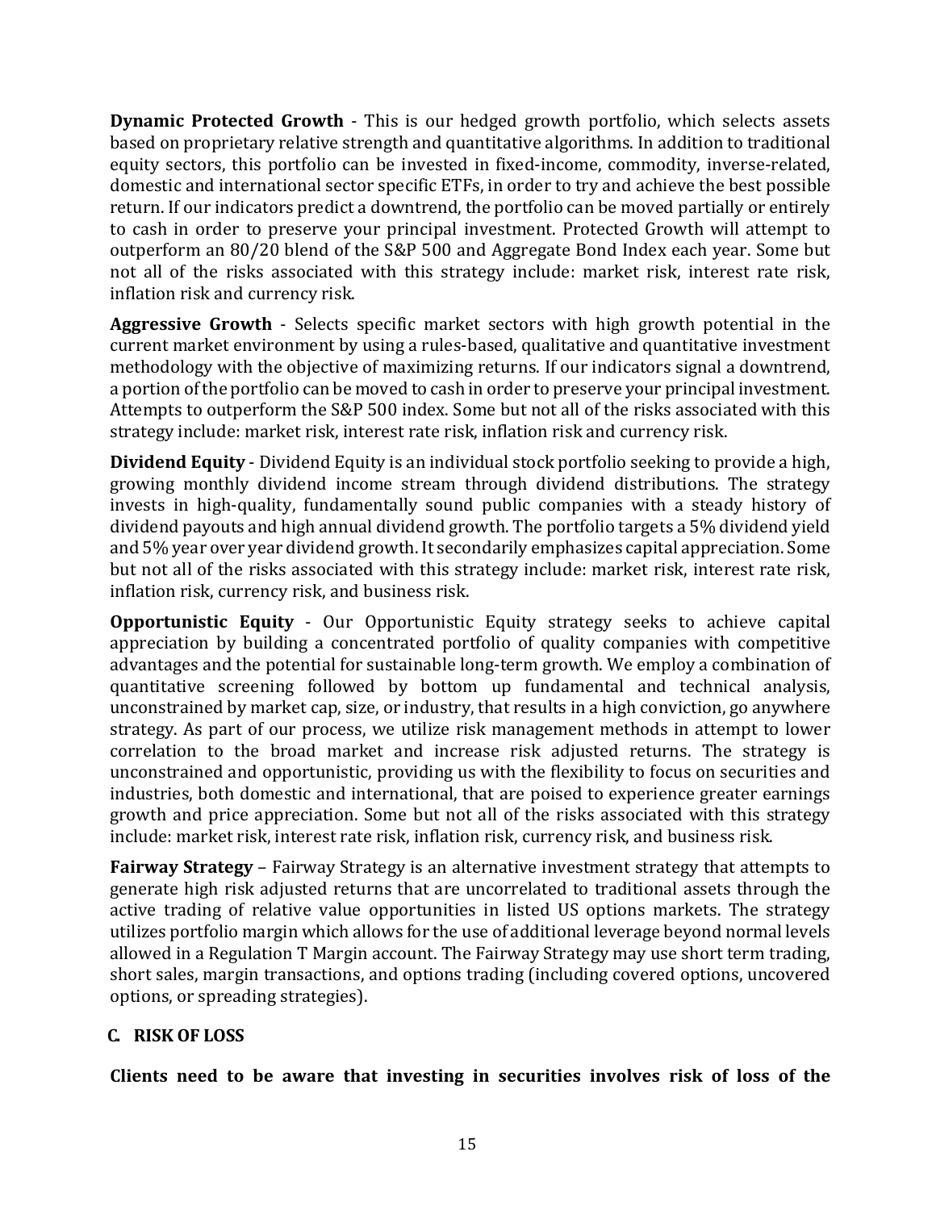**Dynamic Protected Growth** - This is our hedged growth portfolio, which selects assets based on proprietary relative strength and quantitative algorithms. In addition to traditional equity sectors, this portfolio can be invested in fixed-income, commodity, inverse-related, domestic and international sector specific ETFs, in order to try and achieve the best possible return. If our indicators predict a downtrend, the portfolio can be moved partially or entirely to cash in order to preserve your principal investment. Protected Growth will attempt to outperform an 80/20 blend of the S&P 500 and Aggregate Bond Index each year. Some but not all of the risks associated with this strategy include: market risk, interest rate risk, inflation risk and currency risk.

**Aggressive Growth** - Selects specific market sectors with high growth potential in the current market environment by using a rules-based, qualitative and quantitative investment methodology with the objective of maximizing returns. If our indicators signal a downtrend, a portion of the portfolio can be moved to cash in order to preserve your principal investment. Attempts to outperform the S&P 500 index. Some but not all of the risks associated with this strategy include: market risk, interest rate risk, inflation risk and currency risk.

**Dividend Equity** - Dividend Equity is an individual stock portfolio seeking to provide a high, growing monthly dividend income stream through dividend distributions. The strategy invests in high-quality, fundamentally sound public companies with a steady history of dividend payouts and high annual dividend growth. The portfolio targets a 5% dividend yield and 5% year over year dividend growth. It secondarily emphasizes capital appreciation. Some but not all of the risks associated with this strategy include: market risk, interest rate risk, inflation risk, currency risk, and business risk.

**Opportunistic Equity** - Our Opportunistic Equity strategy seeks to achieve capital appreciation by building a concentrated portfolio of quality companies with competitive advantages and the potential for sustainable long-term growth. We employ a combination of quantitative screening followed by bottom up fundamental and technical analysis, unconstrained by market cap, size, or industry, that results in a high conviction, go anywhere strategy. As part of our process, we utilize risk management methods in attempt to lower correlation to the broad market and increase risk adjusted returns. The strategy is unconstrained and opportunistic, providing us with the flexibility to focus on securities and industries, both domestic and international, that are poised to experience greater earnings growth and price appreciation. Some but not all of the risks associated with this strategy include: market risk, interest rate risk, inflation risk, currency risk, and business risk.

**Fairway Strategy** – Fairway Strategy is an alternative investment strategy that attempts to generate high risk adjusted returns that are uncorrelated to traditional assets through the active trading of relative value opportunities in listed US options markets. The strategy utilizes portfolio margin which allows for the use of additional leverage beyond normal levels allowed in a Regulation T Margin account. The Fairway Strategy may use short term trading, short sales, margin transactions, and options trading (including covered options, uncovered options, or spreading strategies).

### C. RISK OF LOSS

**Clients need to be aware that investing in securities involves risk of loss of the**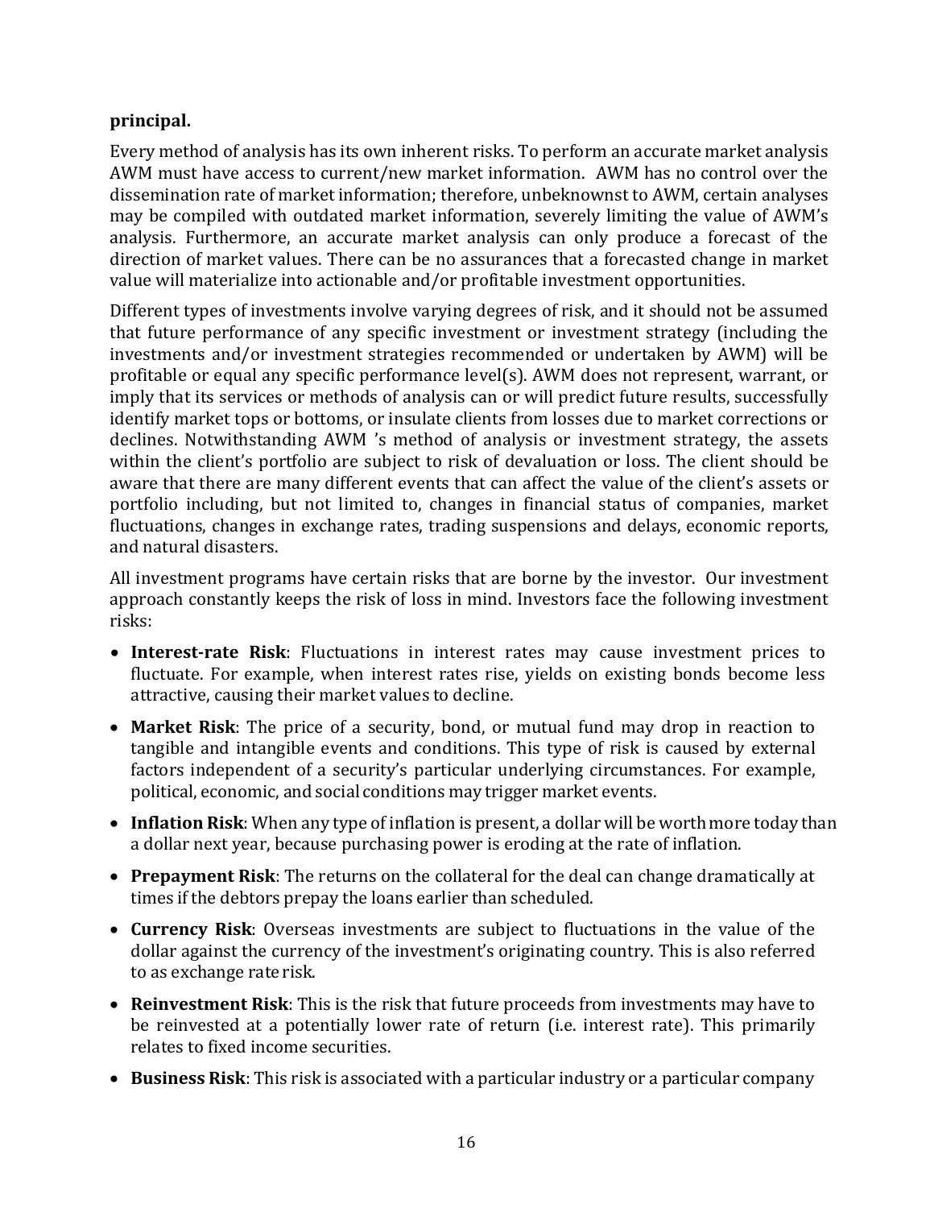**principal.**

Every method of analysis has its own inherent risks. To perform an accurate market analysis AWM must have access to current/new market information. AWM has no control over the dissemination rate of market information; therefore, unbeknownst to AWM, certain analyses may be compiled with outdated market information, severely limiting the value of AWM's analysis. Furthermore, an accurate market analysis can only produce a forecast of the direction of market values. There can be no assurances that a forecasted change in market value will materialize into actionable and/or profitable investment opportunities.

Different types of investments involve varying degrees of risk, and it should not be assumed that future performance of any specific investment or investment strategy (including the investments and/or investment strategies recommended or undertaken by AWM) will be profitable or equal any specific performance level(s). AWM does not represent, warrant, or imply that its services or methods of analysis can or will predict future results, successfully identify market tops or bottoms, or insulate clients from losses due to market corrections or declines. Notwithstanding AWM 's method of analysis or investment strategy, the assets within the client's portfolio are subject to risk of devaluation or loss. The client should be aware that there are many different events that can affect the value of the client's assets or portfolio including, but not limited to, changes in financial status of companies, market fluctuations, changes in exchange rates, trading suspensions and delays, economic reports, and natural disasters.

All investment programs have certain risks that are borne by the investor. Our investment approach constantly keeps the risk of loss in mind. Investors face the following investment risks:

- **Interest-rate Risk**: Fluctuations in interest rates may cause investment prices to fluctuate. For example, when interest rates rise, yields on existing bonds become less attractive, causing their market values to decline.
- **Market Risk**: The price of a security, bond, or mutual fund may drop in reaction to tangible and intangible events and conditions. This type of risk is caused by external factors independent of a security's particular underlying circumstances. For example, political, economic, and social conditions may trigger market events.
- **Inflation Risk**: When any type of inflation is present, a dollar will be worth more today than a dollar next year, because purchasing power is eroding at the rate of inflation.
- **Prepayment Risk**: The returns on the collateral for the deal can change dramatically at times if the debtors prepay the loans earlier than scheduled.
- **Currency Risk**: Overseas investments are subject to fluctuations in the value of the dollar against the currency of the investment's originating country. This is also referred to as exchange rate risk.
- **Reinvestment Risk**: This is the risk that future proceeds from investments may have to be reinvested at a potentially lower rate of return (i.e. interest rate). This primarily relates to fixed income securities.
- **Business Risk**: This risk is associated with a particular industry or a particular company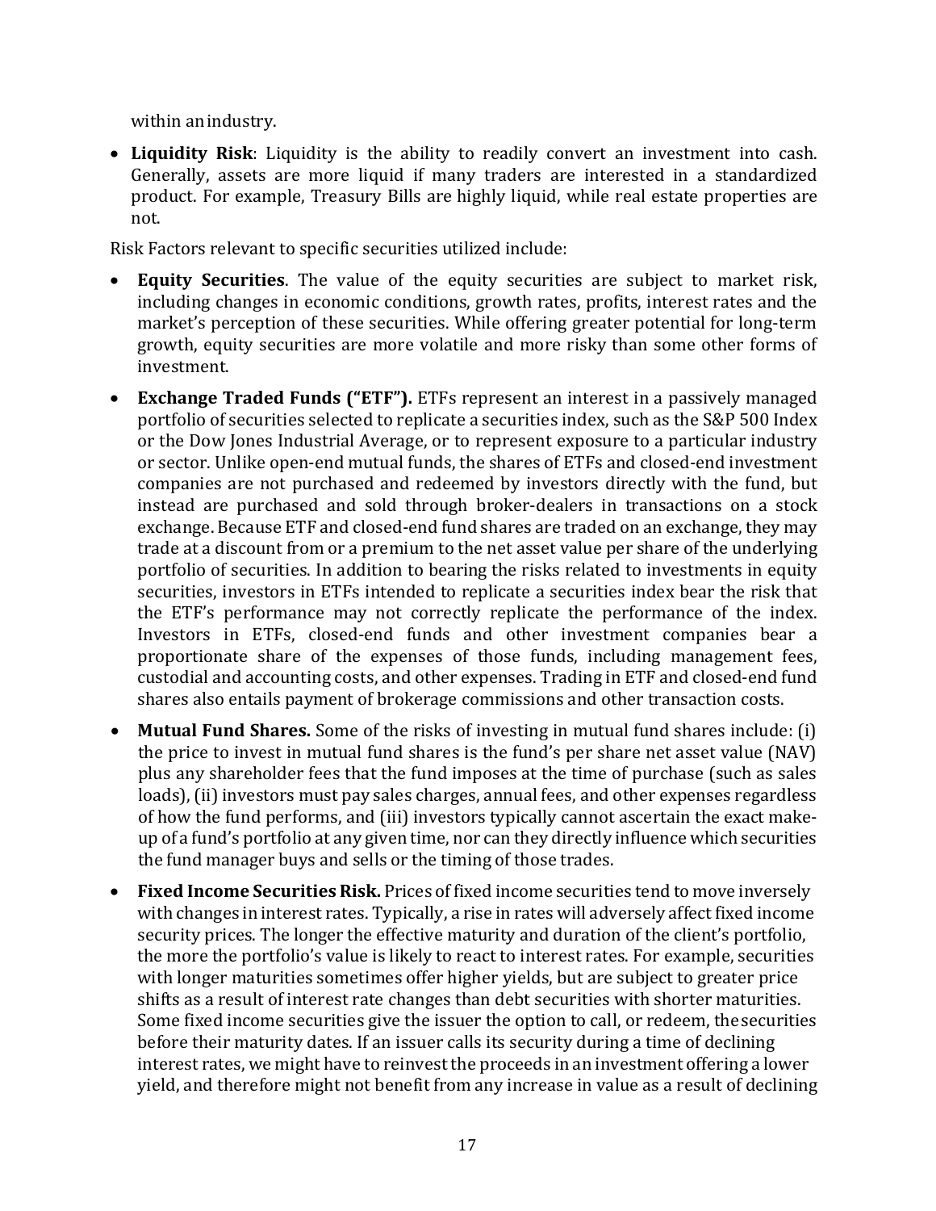within an industry.

- **Liquidity Risk**: Liquidity is the ability to readily convert an investment into cash. Generally, assets are more liquid if many traders are interested in a standardized product. For example, Treasury Bills are highly liquid, while real estate properties are not.

Risk Factors relevant to specific securities utilized include:

- **Equity Securities**. The value of the equity securities are subject to market risk, including changes in economic conditions, growth rates, profits, interest rates and the market's perception of these securities. While offering greater potential for long-term growth, equity securities are more volatile and more risky than some other forms of investment.
- **Exchange Traded Funds ("ETF").** ETFs represent an interest in a passively managed portfolio of securities selected to replicate a securities index, such as the S&P 500 Index or the Dow Jones Industrial Average, or to represent exposure to a particular industry or sector. Unlike open-end mutual funds, the shares of ETFs and closed-end investment companies are not purchased and redeemed by investors directly with the fund, but instead are purchased and sold through broker-dealers in transactions on a stock exchange. Because ETF and closed-end fund shares are traded on an exchange, they may trade at a discount from or a premium to the net asset value per share of the underlying portfolio of securities. In addition to bearing the risks related to investments in equity securities, investors in ETFs intended to replicate a securities index bear the risk that the ETF's performance may not correctly replicate the performance of the index. Investors in ETFs, closed-end funds and other investment companies bear a proportionate share of the expenses of those funds, including management fees, custodial and accounting costs, and other expenses. Trading in ETF and closed-end fund shares also entails payment of brokerage commissions and other transaction costs.
- **Mutual Fund Shares.** Some of the risks of investing in mutual fund shares include: (i) the price to invest in mutual fund shares is the fund's per share net asset value (NAV) plus any shareholder fees that the fund imposes at the time of purchase (such as sales loads), (ii) investors must pay sales charges, annual fees, and other expenses regardless of how the fund performs, and (iii) investors typically cannot ascertain the exact make-up of a fund's portfolio at any given time, nor can they directly influence which securities the fund manager buys and sells or the timing of those trades.
- **Fixed Income Securities Risk.** Prices of fixed income securities tend to move inversely with changes in interest rates. Typically, a rise in rates will adversely affect fixed income security prices. The longer the effective maturity and duration of the client's portfolio, the more the portfolio's value is likely to react to interest rates. For example, securities with longer maturities sometimes offer higher yields, but are subject to greater price shifts as a result of interest rate changes than debt securities with shorter maturities. Some fixed income securities give the issuer the option to call, or redeem, the securities before their maturity dates. If an issuer calls its security during a time of declining interest rates, we might have to reinvest the proceeds in an investment offering a lower yield, and therefore might not benefit from any increase in value as a result of declining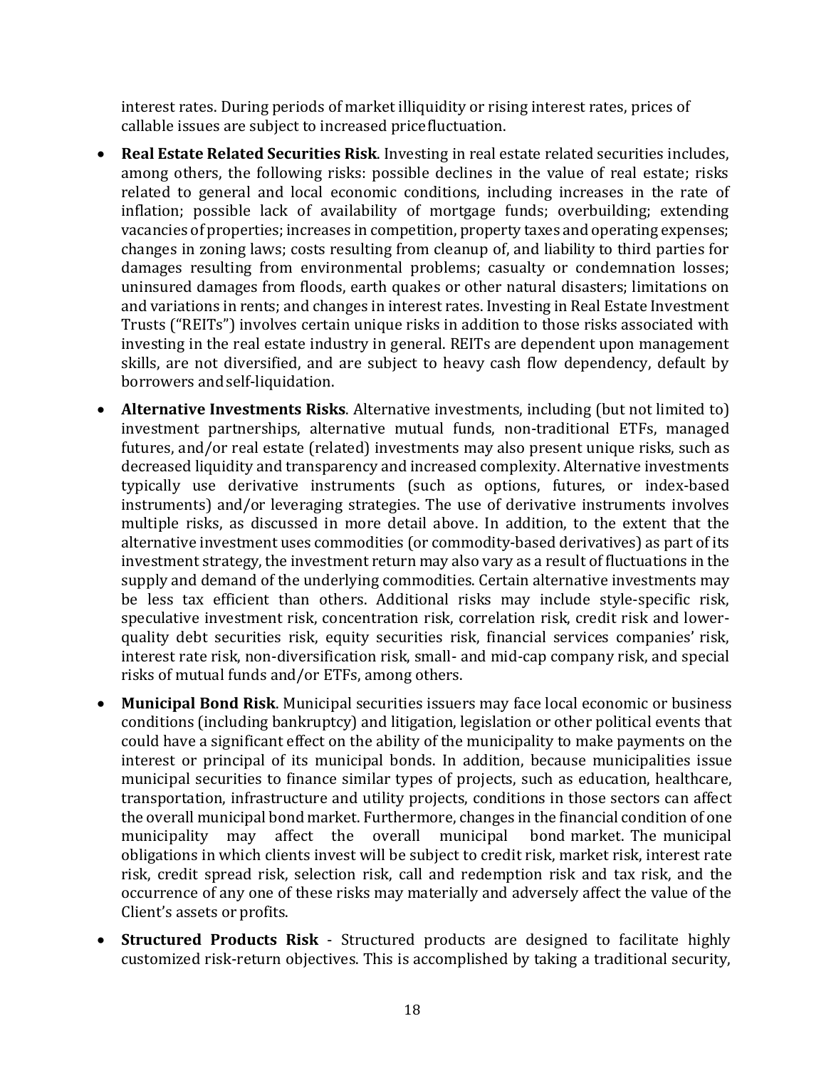interest rates. During periods of market illiquidity or rising interest rates, prices of callable issues are subject to increased price fluctuation.

- **Real Estate Related Securities Risk**. Investing in real estate related securities includes, among others, the following risks: possible declines in the value of real estate; risks related to general and local economic conditions, including increases in the rate of inflation; possible lack of availability of mortgage funds; overbuilding; extending vacancies of properties; increases in competition, property taxes and operating expenses; changes in zoning laws; costs resulting from cleanup of, and liability to third parties for damages resulting from environmental problems; casualty or condemnation losses; uninsured damages from floods, earth quakes or other natural disasters; limitations on and variations in rents; and changes in interest rates. Investing in Real Estate Investment Trusts ("REITs") involves certain unique risks in addition to those risks associated with investing in the real estate industry in general. REITs are dependent upon management skills, are not diversified, and are subject to heavy cash flow dependency, default by borrowers and self-liquidation.
- **Alternative Investments Risks**. Alternative investments, including (but not limited to) investment partnerships, alternative mutual funds, non-traditional ETFs, managed futures, and/or real estate (related) investments may also present unique risks, such as decreased liquidity and transparency and increased complexity. Alternative investments typically use derivative instruments (such as options, futures, or index-based instruments) and/or leveraging strategies. The use of derivative instruments involves multiple risks, as discussed in more detail above. In addition, to the extent that the alternative investment uses commodities (or commodity-based derivatives) as part of its investment strategy, the investment return may also vary as a result of fluctuations in the supply and demand of the underlying commodities. Certain alternative investments may be less tax efficient than others. Additional risks may include style-specific risk, speculative investment risk, concentration risk, correlation risk, credit risk and lower-quality debt securities risk, equity securities risk, financial services companies' risk, interest rate risk, non-diversification risk, small- and mid-cap company risk, and special risks of mutual funds and/or ETFs, among others.
- **Municipal Bond Risk**. Municipal securities issuers may face local economic or business conditions (including bankruptcy) and litigation, legislation or other political events that could have a significant effect on the ability of the municipality to make payments on the interest or principal of its municipal bonds. In addition, because municipalities issue municipal securities to finance similar types of projects, such as education, healthcare, transportation, infrastructure and utility projects, conditions in those sectors can affect the overall municipal bond market. Furthermore, changes in the financial condition of one municipality may affect the overall municipal bond market. The municipal obligations in which clients invest will be subject to credit risk, market risk, interest rate risk, credit spread risk, selection risk, call and redemption risk and tax risk, and the occurrence of any one of these risks may materially and adversely affect the value of the Client's assets or profits.
- **Structured Products Risk** - Structured products are designed to facilitate highly customized risk-return objectives. This is accomplished by taking a traditional security,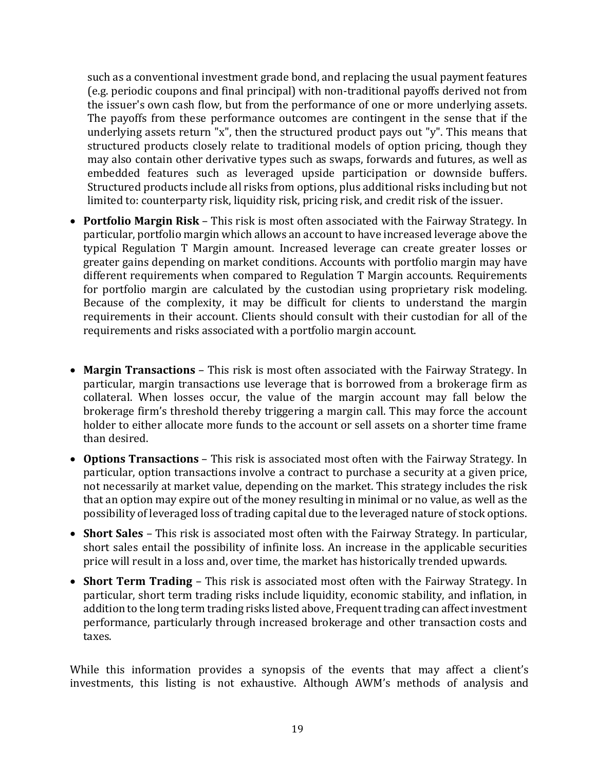such as a conventional investment grade bond, and replacing the usual payment features (e.g. periodic coupons and final principal) with non-traditional payoffs derived not from the issuer's own cash flow, but from the performance of one or more underlying assets. The payoffs from these performance outcomes are contingent in the sense that if the underlying assets return "x", then the structured product pays out "y". This means that structured products closely relate to traditional models of option pricing, though they may also contain other derivative types such as swaps, forwards and futures, as well as embedded features such as leveraged upside participation or downside buffers. Structured products include all risks from options, plus additional risks including but not limited to: counterparty risk, liquidity risk, pricing risk, and credit risk of the issuer.

- **Portfolio Margin Risk** – This risk is most often associated with the Fairway Strategy. In particular, portfolio margin which allows an account to have increased leverage above the typical Regulation T Margin amount. Increased leverage can create greater losses or greater gains depending on market conditions. Accounts with portfolio margin may have different requirements when compared to Regulation T Margin accounts. Requirements for portfolio margin are calculated by the custodian using proprietary risk modeling. Because of the complexity, it may be difficult for clients to understand the margin requirements in their account. Clients should consult with their custodian for all of the requirements and risks associated with a portfolio margin account.

- **Margin Transactions** – This risk is most often associated with the Fairway Strategy. In particular, margin transactions use leverage that is borrowed from a brokerage firm as collateral. When losses occur, the value of the margin account may fall below the brokerage firm's threshold thereby triggering a margin call. This may force the account holder to either allocate more funds to the account or sell assets on a shorter time frame than desired.
- **Options Transactions** – This risk is associated most often with the Fairway Strategy. In particular, option transactions involve a contract to purchase a security at a given price, not necessarily at market value, depending on the market. This strategy includes the risk that an option may expire out of the money resulting in minimal or no value, as well as the possibility of leveraged loss of trading capital due to the leveraged nature of stock options.
- **Short Sales** – This risk is associated most often with the Fairway Strategy. In particular, short sales entail the possibility of infinite loss. An increase in the applicable securities price will result in a loss and, over time, the market has historically trended upwards.
- **Short Term Trading** – This risk is associated most often with the Fairway Strategy. In particular, short term trading risks include liquidity, economic stability, and inflation, in addition to the long term trading risks listed above, Frequent trading can affect investment performance, particularly through increased brokerage and other transaction costs and taxes.

While this information provides a synopsis of the events that may affect a client's investments, this listing is not exhaustive. Although AWM's methods of analysis and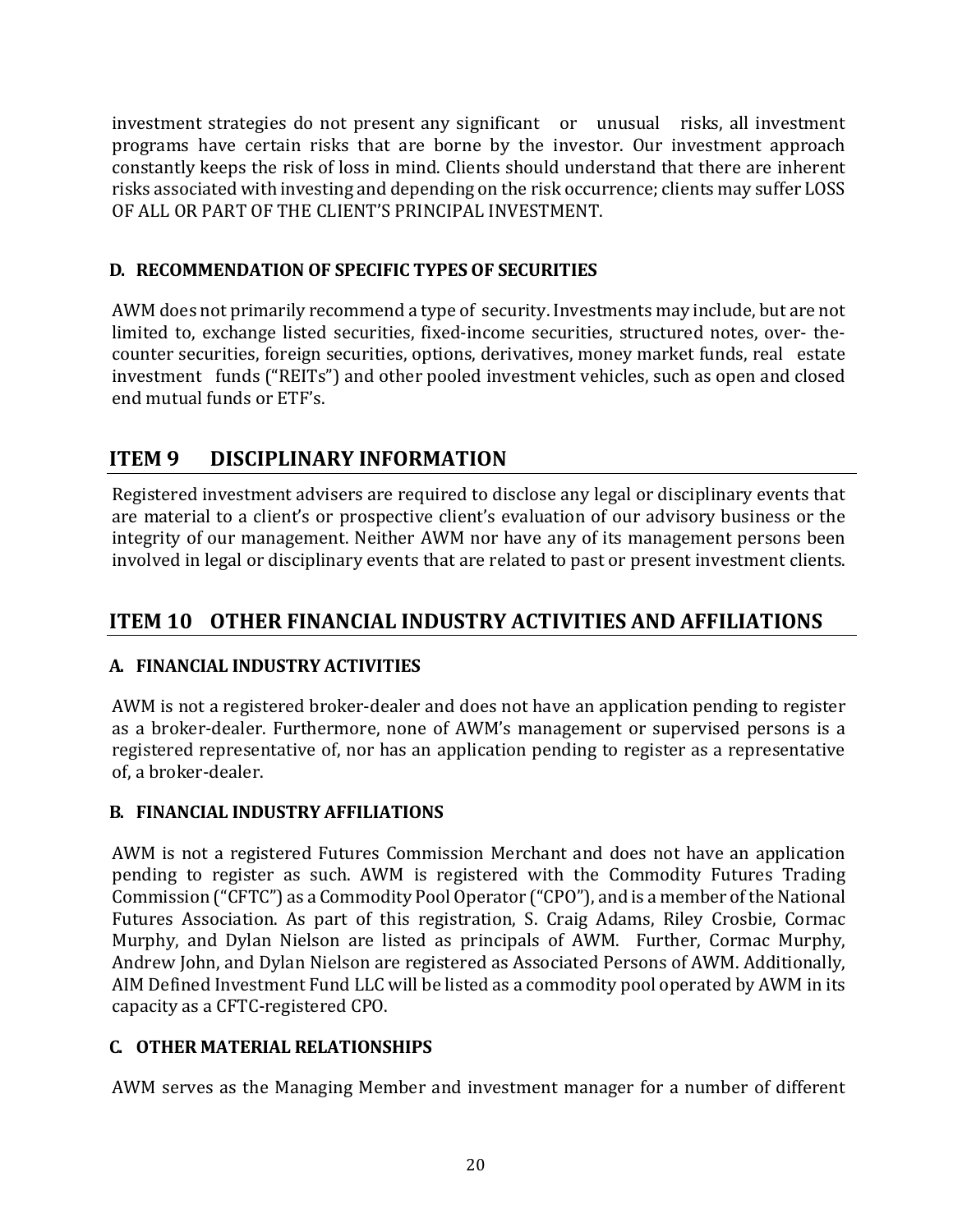investment strategies do not present any significant or unusual risks, all investment programs have certain risks that are borne by the investor. Our investment approach constantly keeps the risk of loss in mind. Clients should understand that there are inherent risks associated with investing and depending on the risk occurrence; clients may suffer LOSS OF ALL OR PART OF THE CLIENT'S PRINCIPAL INVESTMENT.

### D. RECOMMENDATION OF SPECIFIC TYPES OF SECURITIES

AWM does not primarily recommend a type of security. Investments may include, but are not limited to, exchange listed securities, fixed-income securities, structured notes, over- the-counter securities, foreign securities, options, derivatives, money market funds, real estate investment funds ("REITs") and other pooled investment vehicles, such as open and closed end mutual funds or ETF's.

## ITEM 9 DISCIPLINARY INFORMATION

Registered investment advisers are required to disclose any legal or disciplinary events that are material to a client's or prospective client's evaluation of our advisory business or the integrity of our management. Neither AWM nor have any of its management persons been involved in legal or disciplinary events that are related to past or present investment clients.

## ITEM 10 OTHER FINANCIAL INDUSTRY ACTIVITIES AND AFFILIATIONS

### A. FINANCIAL INDUSTRY ACTIVITIES

AWM is not a registered broker-dealer and does not have an application pending to register as a broker-dealer. Furthermore, none of AWM's management or supervised persons is a registered representative of, nor has an application pending to register as a representative of, a broker-dealer.

### B. FINANCIAL INDUSTRY AFFILIATIONS

AWM is not a registered Futures Commission Merchant and does not have an application pending to register as such. AWM is registered with the Commodity Futures Trading Commission ("CFTC") as a Commodity Pool Operator ("CPO"), and is a member of the National Futures Association. As part of this registration, S. Craig Adams, Riley Crosbie, Cormac Murphy, and Dylan Nielson are listed as principals of AWM. Further, Cormac Murphy, Andrew John, and Dylan Nielson are registered as Associated Persons of AWM. Additionally, AIM Defined Investment Fund LLC will be listed as a commodity pool operated by AWM in its capacity as a CFTC-registered CPO.

### C. OTHER MATERIAL RELATIONSHIPS

AWM serves as the Managing Member and investment manager for a number of different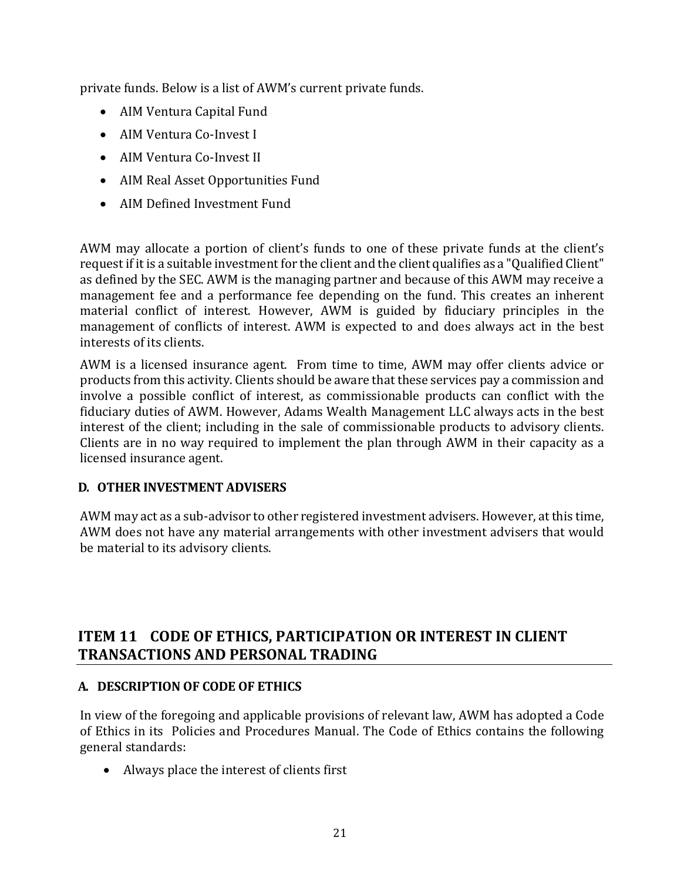private funds. Below is a list of AWM's current private funds.

- AIM Ventura Capital Fund
- AIM Ventura Co-Invest I
- AIM Ventura Co-Invest II
- AIM Real Asset Opportunities Fund
- AIM Defined Investment Fund

AWM may allocate a portion of client's funds to one of these private funds at the client's request if it is a suitable investment for the client and the client qualifies as a "Qualified Client" as defined by the SEC. AWM is the managing partner and because of this AWM may receive a management fee and a performance fee depending on the fund. This creates an inherent material conflict of interest. However, AWM is guided by fiduciary principles in the management of conflicts of interest. AWM is expected to and does always act in the best interests of its clients.

AWM is a licensed insurance agent. From time to time, AWM may offer clients advice or products from this activity. Clients should be aware that these services pay a commission and involve a possible conflict of interest, as commissionable products can conflict with the fiduciary duties of AWM. However, Adams Wealth Management LLC always acts in the best interest of the client; including in the sale of commissionable products to advisory clients. Clients are in no way required to implement the plan through AWM in their capacity as a licensed insurance agent.

### D. OTHER INVESTMENT ADVISERS

AWM may act as a sub-advisor to other registered investment advisers. However, at this time, AWM does not have any material arrangements with other investment advisers that would be material to its advisory clients.

## ITEM 11 CODE OF ETHICS, PARTICIPATION OR INTEREST IN CLIENT TRANSACTIONS AND PERSONAL TRADING

### A. DESCRIPTION OF CODE OF ETHICS

In view of the foregoing and applicable provisions of relevant law, AWM has adopted a Code of Ethics in its Policies and Procedures Manual. The Code of Ethics contains the following general standards:

- Always place the interest of clients first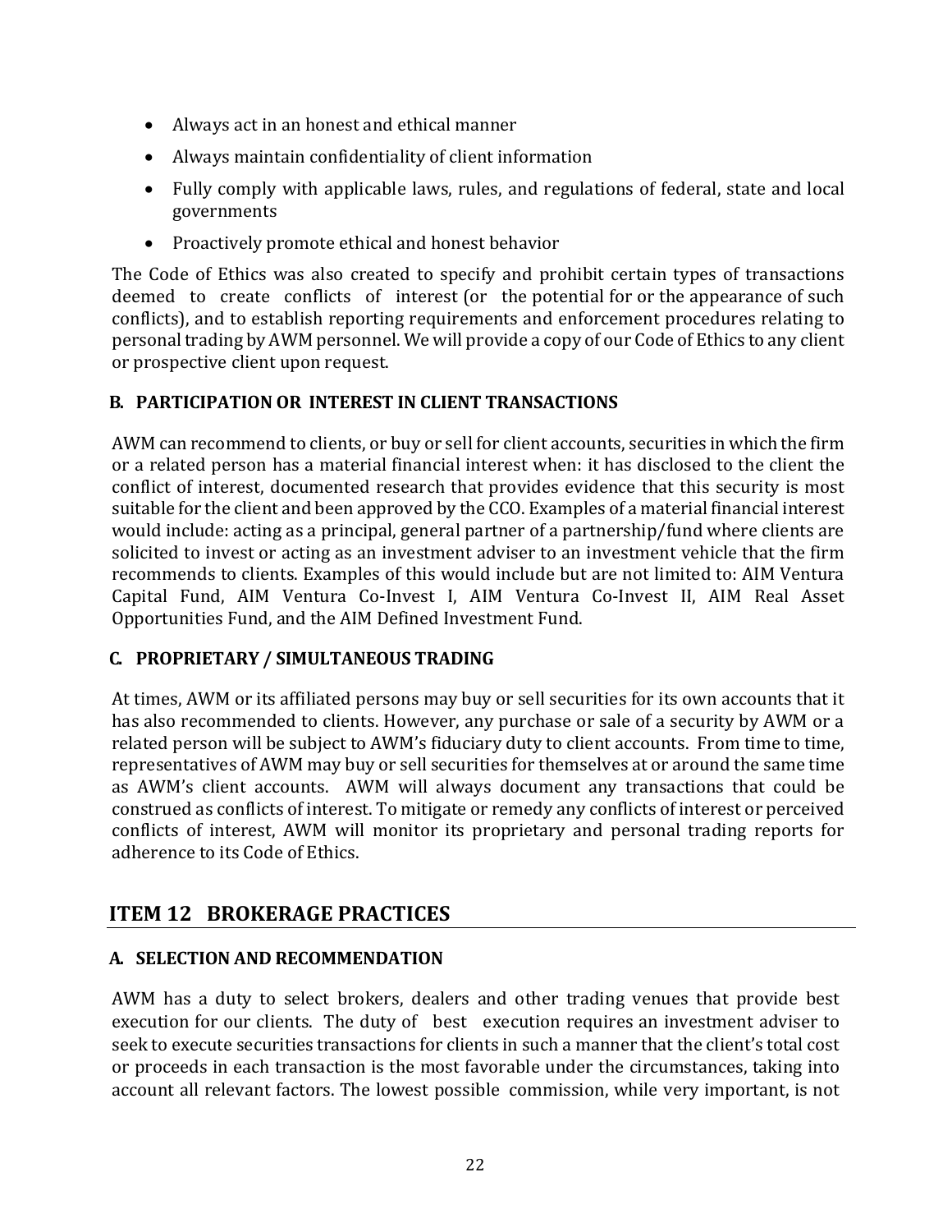- Always act in an honest and ethical manner
- Always maintain confidentiality of client information
- Fully comply with applicable laws, rules, and regulations of federal, state and local governments
- Proactively promote ethical and honest behavior

The Code of Ethics was also created to specify and prohibit certain types of transactions deemed to create conflicts of interest (or the potential for or the appearance of such conflicts), and to establish reporting requirements and enforcement procedures relating to personal trading by AWM personnel. We will provide a copy of our Code of Ethics to any client or prospective client upon request.

### B. PARTICIPATION OR INTEREST IN CLIENT TRANSACTIONS

AWM can recommend to clients, or buy or sell for client accounts, securities in which the firm or a related person has a material financial interest when: it has disclosed to the client the conflict of interest, documented research that provides evidence that this security is most suitable for the client and been approved by the CCO. Examples of a material financial interest would include: acting as a principal, general partner of a partnership/fund where clients are solicited to invest or acting as an investment adviser to an investment vehicle that the firm recommends to clients. Examples of this would include but are not limited to: AIM Ventura Capital Fund, AIM Ventura Co-Invest I, AIM Ventura Co-Invest II, AIM Real Asset Opportunities Fund, and the AIM Defined Investment Fund.

### C. PROPRIETARY / SIMULTANEOUS TRADING

At times, AWM or its affiliated persons may buy or sell securities for its own accounts that it has also recommended to clients. However, any purchase or sale of a security by AWM or a related person will be subject to AWM's fiduciary duty to client accounts. From time to time, representatives of AWM may buy or sell securities for themselves at or around the same time as AWM's client accounts. AWM will always document any transactions that could be construed as conflicts of interest. To mitigate or remedy any conflicts of interest or perceived conflicts of interest, AWM will monitor its proprietary and personal trading reports for adherence to its Code of Ethics.

## ITEM 12 BROKERAGE PRACTICES

### A. SELECTION AND RECOMMENDATION

AWM has a duty to select brokers, dealers and other trading venues that provide best execution for our clients. The duty of best execution requires an investment adviser to seek to execute securities transactions for clients in such a manner that the client's total cost or proceeds in each transaction is the most favorable under the circumstances, taking into account all relevant factors. The lowest possible commission, while very important, is not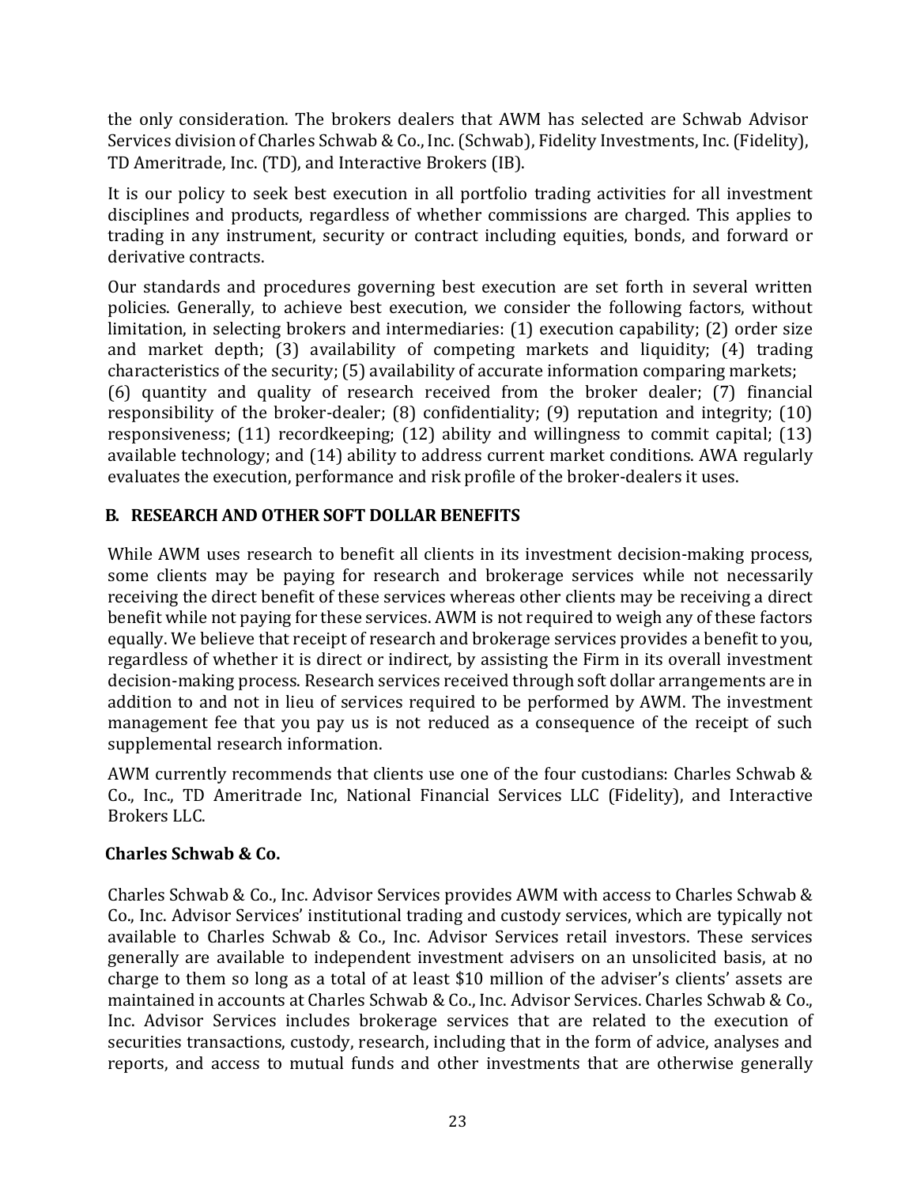the only consideration. The brokers dealers that AWM has selected are Schwab Advisor Services division of Charles Schwab & Co., Inc. (Schwab), Fidelity Investments, Inc. (Fidelity), TD Ameritrade, Inc. (TD), and Interactive Brokers (IB).

It is our policy to seek best execution in all portfolio trading activities for all investment disciplines and products, regardless of whether commissions are charged. This applies to trading in any instrument, security or contract including equities, bonds, and forward or derivative contracts.

Our standards and procedures governing best execution are set forth in several written policies. Generally, to achieve best execution, we consider the following factors, without limitation, in selecting brokers and intermediaries: (1) execution capability; (2) order size and market depth; (3) availability of competing markets and liquidity; (4) trading characteristics of the security; (5) availability of accurate information comparing markets; (6) quantity and quality of research received from the broker dealer; (7) financial responsibility of the broker-dealer; (8) confidentiality; (9) reputation and integrity; (10) responsiveness; (11) recordkeeping; (12) ability and willingness to commit capital; (13) available technology; and (14) ability to address current market conditions. AWA regularly evaluates the execution, performance and risk profile of the broker-dealers it uses.

## B. RESEARCH AND OTHER SOFT DOLLAR BENEFITS

While AWM uses research to benefit all clients in its investment decision-making process, some clients may be paying for research and brokerage services while not necessarily receiving the direct benefit of these services whereas other clients may be receiving a direct benefit while not paying for these services. AWM is not required to weigh any of these factors equally. We believe that receipt of research and brokerage services provides a benefit to you, regardless of whether it is direct or indirect, by assisting the Firm in its overall investment decision-making process. Research services received through soft dollar arrangements are in addition to and not in lieu of services required to be performed by AWM. The investment management fee that you pay us is not reduced as a consequence of the receipt of such supplemental research information.

AWM currently recommends that clients use one of the four custodians: Charles Schwab & Co., Inc., TD Ameritrade Inc, National Financial Services LLC (Fidelity), and Interactive Brokers LLC.

### Charles Schwab & Co.

Charles Schwab & Co., Inc. Advisor Services provides AWM with access to Charles Schwab & Co., Inc. Advisor Services' institutional trading and custody services, which are typically not available to Charles Schwab & Co., Inc. Advisor Services retail investors. These services generally are available to independent investment advisers on an unsolicited basis, at no charge to them so long as a total of at least $10 million of the adviser's clients' assets are maintained in accounts at Charles Schwab & Co., Inc. Advisor Services. Charles Schwab & Co., Inc. Advisor Services includes brokerage services that are related to the execution of securities transactions, custody, research, including that in the form of advice, analyses and reports, and access to mutual funds and other investments that are otherwise generally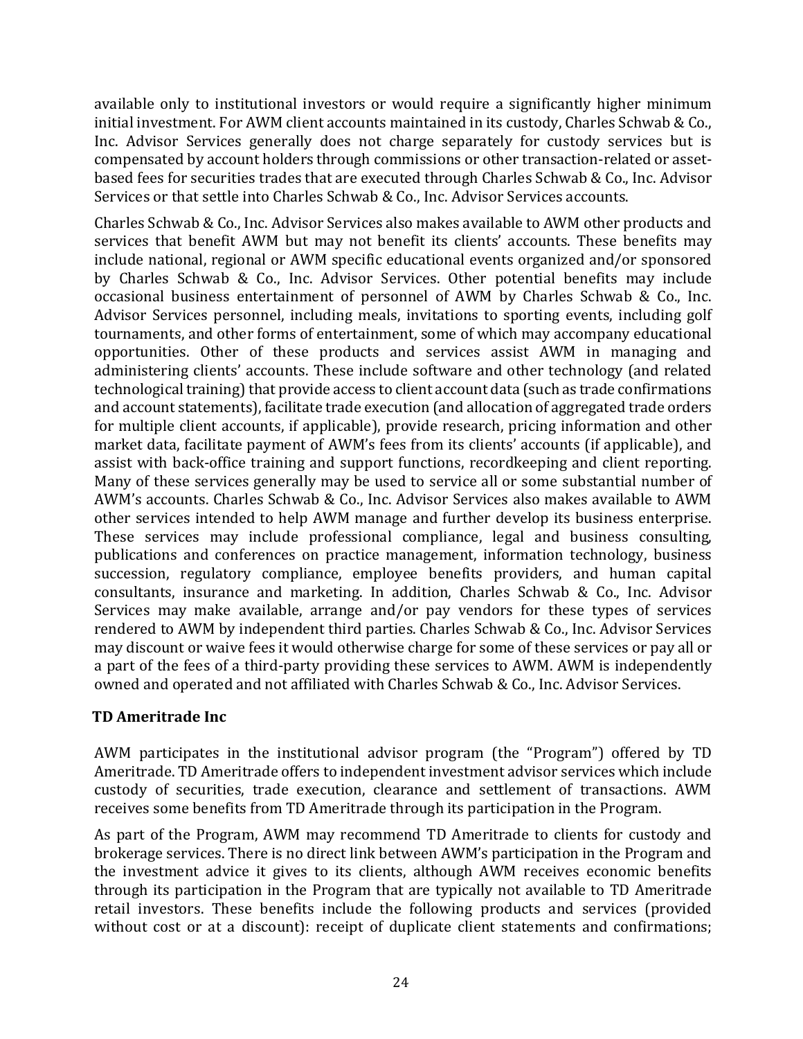available only to institutional investors or would require a significantly higher minimum initial investment. For AWM client accounts maintained in its custody, Charles Schwab & Co., Inc. Advisor Services generally does not charge separately for custody services but is compensated by account holders through commissions or other transaction-related or asset-based fees for securities trades that are executed through Charles Schwab & Co., Inc. Advisor Services or that settle into Charles Schwab & Co., Inc. Advisor Services accounts.

Charles Schwab & Co., Inc. Advisor Services also makes available to AWM other products and services that benefit AWM but may not benefit its clients' accounts. These benefits may include national, regional or AWM specific educational events organized and/or sponsored by Charles Schwab & Co., Inc. Advisor Services. Other potential benefits may include occasional business entertainment of personnel of AWM by Charles Schwab & Co., Inc. Advisor Services personnel, including meals, invitations to sporting events, including golf tournaments, and other forms of entertainment, some of which may accompany educational opportunities. Other of these products and services assist AWM in managing and administering clients' accounts. These include software and other technology (and related technological training) that provide access to client account data (such as trade confirmations and account statements), facilitate trade execution (and allocation of aggregated trade orders for multiple client accounts, if applicable), provide research, pricing information and other market data, facilitate payment of AWM's fees from its clients' accounts (if applicable), and assist with back-office training and support functions, recordkeeping and client reporting. Many of these services generally may be used to service all or some substantial number of AWM's accounts. Charles Schwab & Co., Inc. Advisor Services also makes available to AWM other services intended to help AWM manage and further develop its business enterprise. These services may include professional compliance, legal and business consulting, publications and conferences on practice management, information technology, business succession, regulatory compliance, employee benefits providers, and human capital consultants, insurance and marketing. In addition, Charles Schwab & Co., Inc. Advisor Services may make available, arrange and/or pay vendors for these types of services rendered to AWM by independent third parties. Charles Schwab & Co., Inc. Advisor Services may discount or waive fees it would otherwise charge for some of these services or pay all or a part of the fees of a third-party providing these services to AWM. AWM is independently owned and operated and not affiliated with Charles Schwab & Co., Inc. Advisor Services.

**TD Ameritrade Inc**

AWM participates in the institutional advisor program (the "Program") offered by TD Ameritrade. TD Ameritrade offers to independent investment advisor services which include custody of securities, trade execution, clearance and settlement of transactions. AWM receives some benefits from TD Ameritrade through its participation in the Program.

As part of the Program, AWM may recommend TD Ameritrade to clients for custody and brokerage services. There is no direct link between AWM's participation in the Program and the investment advice it gives to its clients, although AWM receives economic benefits through its participation in the Program that are typically not available to TD Ameritrade retail investors. These benefits include the following products and services (provided without cost or at a discount): receipt of duplicate client statements and confirmations;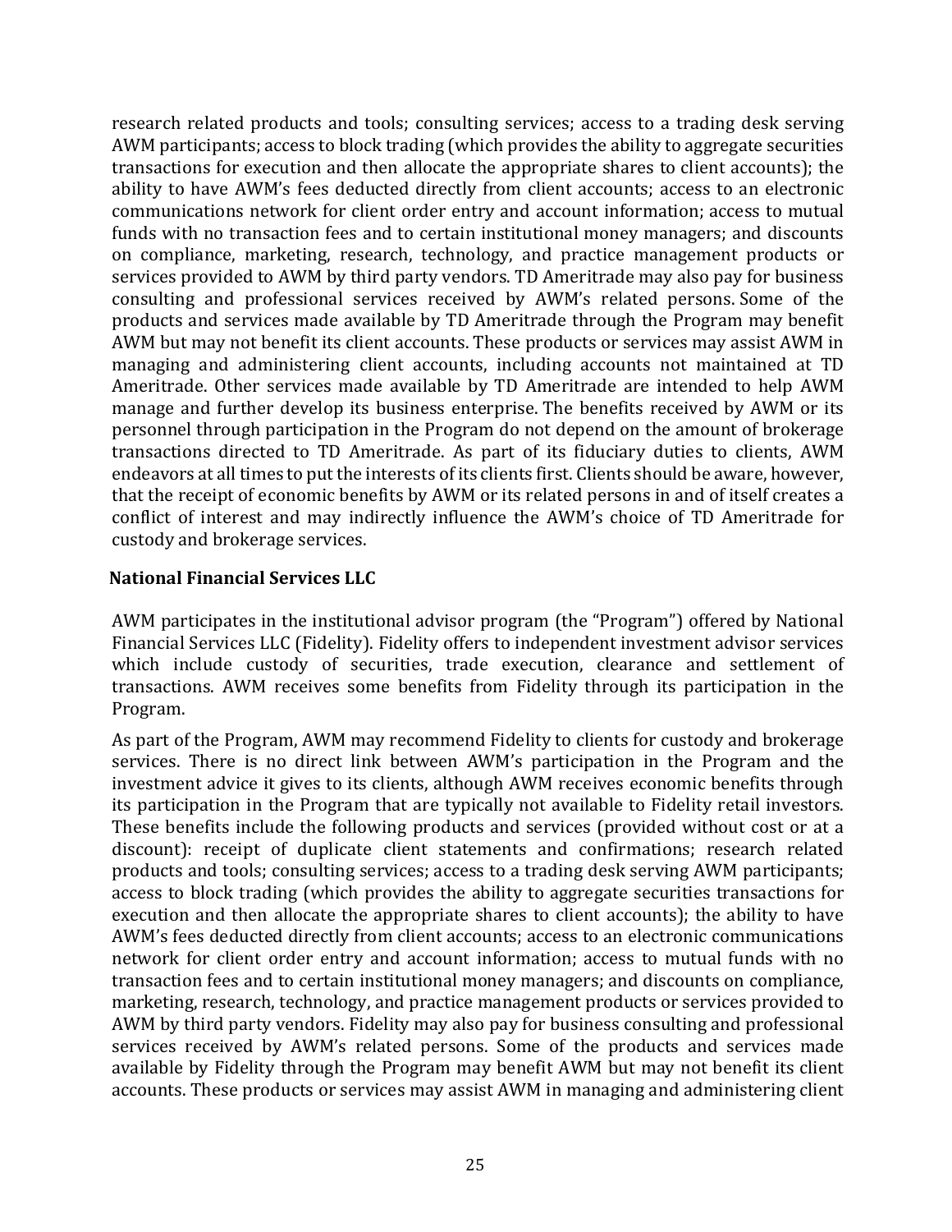research related products and tools; consulting services; access to a trading desk serving AWM participants; access to block trading (which provides the ability to aggregate securities transactions for execution and then allocate the appropriate shares to client accounts); the ability to have AWM's fees deducted directly from client accounts; access to an electronic communications network for client order entry and account information; access to mutual funds with no transaction fees and to certain institutional money managers; and discounts on compliance, marketing, research, technology, and practice management products or services provided to AWM by third party vendors. TD Ameritrade may also pay for business consulting and professional services received by AWM's related persons. Some of the products and services made available by TD Ameritrade through the Program may benefit AWM but may not benefit its client accounts. These products or services may assist AWM in managing and administering client accounts, including accounts not maintained at TD Ameritrade. Other services made available by TD Ameritrade are intended to help AWM manage and further develop its business enterprise. The benefits received by AWM or its personnel through participation in the Program do not depend on the amount of brokerage transactions directed to TD Ameritrade. As part of its fiduciary duties to clients, AWM endeavors at all times to put the interests of its clients first. Clients should be aware, however, that the receipt of economic benefits by AWM or its related persons in and of itself creates a conflict of interest and may indirectly influence the AWM's choice of TD Ameritrade for custody and brokerage services.

**National Financial Services LLC**

AWM participates in the institutional advisor program (the "Program") offered by National Financial Services LLC (Fidelity). Fidelity offers to independent investment advisor services which include custody of securities, trade execution, clearance and settlement of transactions. AWM receives some benefits from Fidelity through its participation in the Program.

As part of the Program, AWM may recommend Fidelity to clients for custody and brokerage services. There is no direct link between AWM's participation in the Program and the investment advice it gives to its clients, although AWM receives economic benefits through its participation in the Program that are typically not available to Fidelity retail investors. These benefits include the following products and services (provided without cost or at a discount): receipt of duplicate client statements and confirmations; research related products and tools; consulting services; access to a trading desk serving AWM participants; access to block trading (which provides the ability to aggregate securities transactions for execution and then allocate the appropriate shares to client accounts); the ability to have AWM's fees deducted directly from client accounts; access to an electronic communications network for client order entry and account information; access to mutual funds with no transaction fees and to certain institutional money managers; and discounts on compliance, marketing, research, technology, and practice management products or services provided to AWM by third party vendors. Fidelity may also pay for business consulting and professional services received by AWM's related persons. Some of the products and services made available by Fidelity through the Program may benefit AWM but may not benefit its client accounts. These products or services may assist AWM in managing and administering client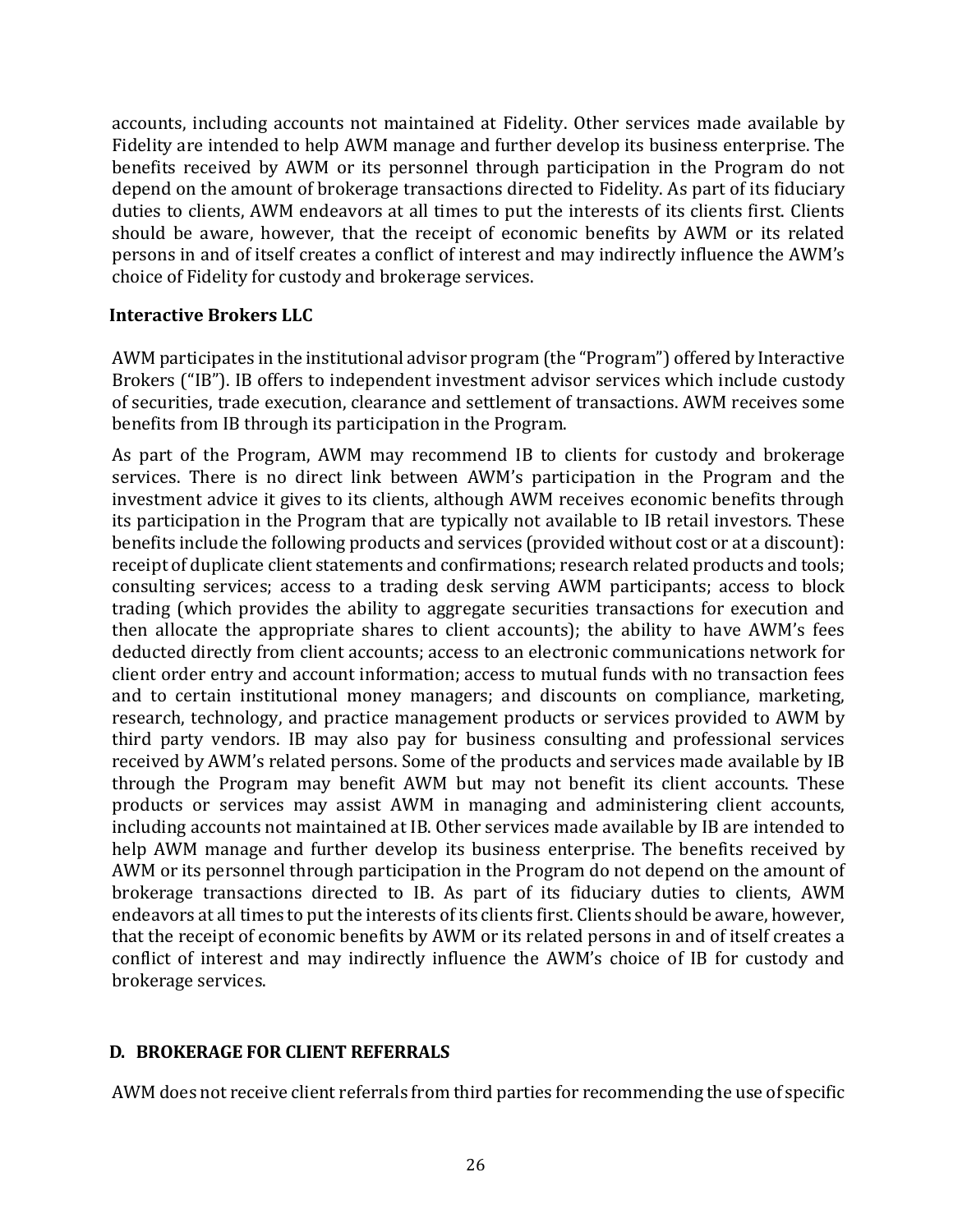accounts, including accounts not maintained at Fidelity. Other services made available by Fidelity are intended to help AWM manage and further develop its business enterprise. The benefits received by AWM or its personnel through participation in the Program do not depend on the amount of brokerage transactions directed to Fidelity. As part of its fiduciary duties to clients, AWM endeavors at all times to put the interests of its clients first. Clients should be aware, however, that the receipt of economic benefits by AWM or its related persons in and of itself creates a conflict of interest and may indirectly influence the AWM's choice of Fidelity for custody and brokerage services.

**Interactive Brokers LLC**

AWM participates in the institutional advisor program (the "Program") offered by Interactive Brokers ("IB"). IB offers to independent investment advisor services which include custody of securities, trade execution, clearance and settlement of transactions. AWM receives some benefits from IB through its participation in the Program.

As part of the Program, AWM may recommend IB to clients for custody and brokerage services. There is no direct link between AWM's participation in the Program and the investment advice it gives to its clients, although AWM receives economic benefits through its participation in the Program that are typically not available to IB retail investors. These benefits include the following products and services (provided without cost or at a discount): receipt of duplicate client statements and confirmations; research related products and tools; consulting services; access to a trading desk serving AWM participants; access to block trading (which provides the ability to aggregate securities transactions for execution and then allocate the appropriate shares to client accounts); the ability to have AWM's fees deducted directly from client accounts; access to an electronic communications network for client order entry and account information; access to mutual funds with no transaction fees and to certain institutional money managers; and discounts on compliance, marketing, research, technology, and practice management products or services provided to AWM by third party vendors. IB may also pay for business consulting and professional services received by AWM's related persons. Some of the products and services made available by IB through the Program may benefit AWM but may not benefit its client accounts. These products or services may assist AWM in managing and administering client accounts, including accounts not maintained at IB. Other services made available by IB are intended to help AWM manage and further develop its business enterprise. The benefits received by AWM or its personnel through participation in the Program do not depend on the amount of brokerage transactions directed to IB. As part of its fiduciary duties to clients, AWM endeavors at all times to put the interests of its clients first. Clients should be aware, however, that the receipt of economic benefits by AWM or its related persons in and of itself creates a conflict of interest and may indirectly influence the AWM's choice of IB for custody and brokerage services.

## D. BROKERAGE FOR CLIENT REFERRALS

AWM does not receive client referrals from third parties for recommending the use of specific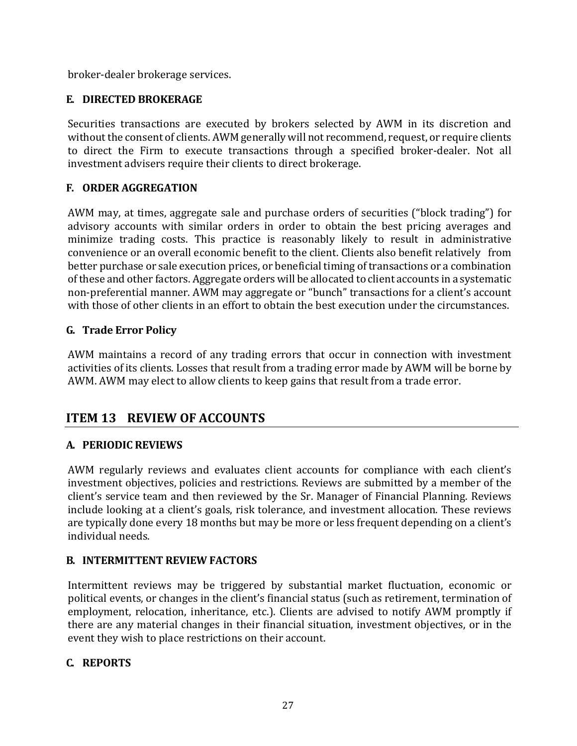broker-dealer brokerage services.

### E. DIRECTED BROKERAGE

Securities transactions are executed by brokers selected by AWM in its discretion and without the consent of clients. AWM generally will not recommend, request, or require clients to direct the Firm to execute transactions through a specified broker-dealer. Not all investment advisers require their clients to direct brokerage.

### F. ORDER AGGREGATION

AWM may, at times, aggregate sale and purchase orders of securities ("block trading") for advisory accounts with similar orders in order to obtain the best pricing averages and minimize trading costs. This practice is reasonably likely to result in administrative convenience or an overall economic benefit to the client. Clients also benefit relatively from better purchase or sale execution prices, or beneficial timing of transactions or a combination of these and other factors. Aggregate orders will be allocated to client accounts in a systematic non-preferential manner. AWM may aggregate or "bunch" transactions for a client's account with those of other clients in an effort to obtain the best execution under the circumstances.

### G. Trade Error Policy

AWM maintains a record of any trading errors that occur in connection with investment activities of its clients. Losses that result from a trading error made by AWM will be borne by AWM. AWM may elect to allow clients to keep gains that result from a trade error.

## ITEM 13 REVIEW OF ACCOUNTS

### A. PERIODIC REVIEWS

AWM regularly reviews and evaluates client accounts for compliance with each client's investment objectives, policies and restrictions. Reviews are submitted by a member of the client's service team and then reviewed by the Sr. Manager of Financial Planning. Reviews include looking at a client's goals, risk tolerance, and investment allocation. These reviews are typically done every 18 months but may be more or less frequent depending on a client's individual needs.

### B. INTERMITTENT REVIEW FACTORS

Intermittent reviews may be triggered by substantial market fluctuation, economic or political events, or changes in the client's financial status (such as retirement, termination of employment, relocation, inheritance, etc.). Clients are advised to notify AWM promptly if there are any material changes in their financial situation, investment objectives, or in the event they wish to place restrictions on their account.

### C. REPORTS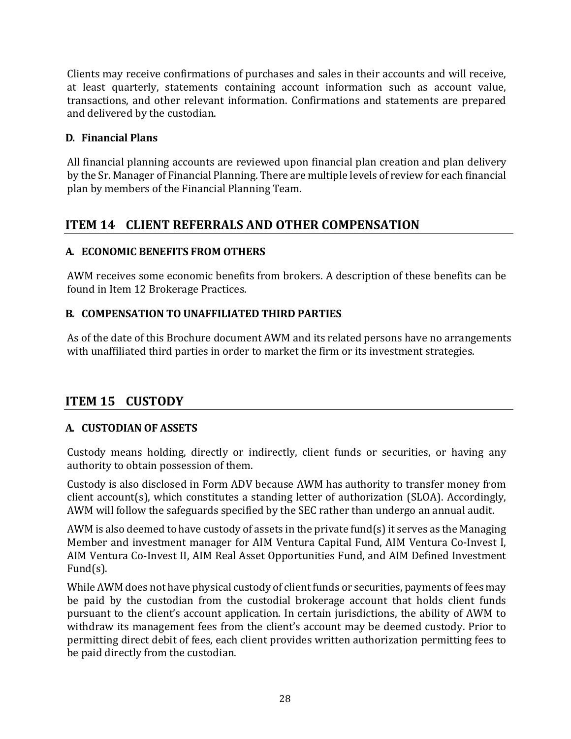Clients may receive confirmations of purchases and sales in their accounts and will receive, at least quarterly, statements containing account information such as account value, transactions, and other relevant information. Confirmations and statements are prepared and delivered by the custodian.

### D. Financial Plans

All financial planning accounts are reviewed upon financial plan creation and plan delivery by the Sr. Manager of Financial Planning. There are multiple levels of review for each financial plan by members of the Financial Planning Team.

## ITEM 14 CLIENT REFERRALS AND OTHER COMPENSATION

### A. ECONOMIC BENEFITS FROM OTHERS

AWM receives some economic benefits from brokers. A description of these benefits can be found in Item 12 Brokerage Practices.

### B. COMPENSATION TO UNAFFILIATED THIRD PARTIES

As of the date of this Brochure document AWM and its related persons have no arrangements with unaffiliated third parties in order to market the firm or its investment strategies.

## ITEM 15 CUSTODY

### A. CUSTODIAN OF ASSETS

Custody means holding, directly or indirectly, client funds or securities, or having any authority to obtain possession of them.

Custody is also disclosed in Form ADV because AWM has authority to transfer money from client account(s), which constitutes a standing letter of authorization (SLOA). Accordingly, AWM will follow the safeguards specified by the SEC rather than undergo an annual audit.

AWM is also deemed to have custody of assets in the private fund(s) it serves as the Managing Member and investment manager for AIM Ventura Capital Fund, AIM Ventura Co-Invest I, AIM Ventura Co-Invest II, AIM Real Asset Opportunities Fund, and AIM Defined Investment Fund(s).

While AWM does not have physical custody of client funds or securities, payments of fees may be paid by the custodian from the custodial brokerage account that holds client funds pursuant to the client's account application. In certain jurisdictions, the ability of AWM to withdraw its management fees from the client's account may be deemed custody. Prior to permitting direct debit of fees, each client provides written authorization permitting fees to be paid directly from the custodian.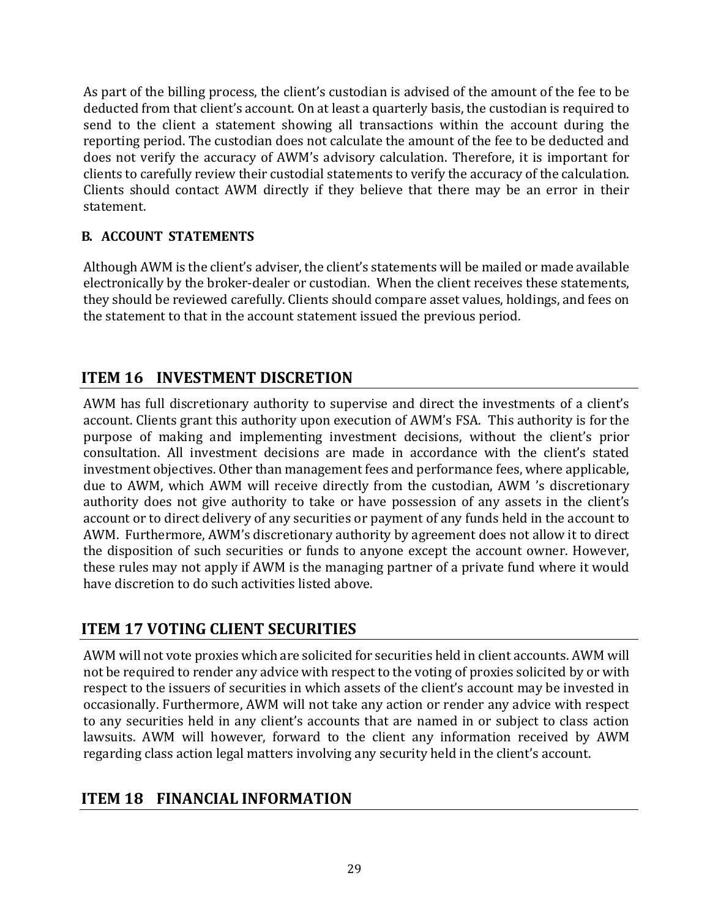As part of the billing process, the client's custodian is advised of the amount of the fee to be deducted from that client's account. On at least a quarterly basis, the custodian is required to send to the client a statement showing all transactions within the account during the reporting period. The custodian does not calculate the amount of the fee to be deducted and does not verify the accuracy of AWM's advisory calculation. Therefore, it is important for clients to carefully review their custodial statements to verify the accuracy of the calculation. Clients should contact AWM directly if they believe that there may be an error in their statement.

### B. ACCOUNT STATEMENTS

Although AWM is the client's adviser, the client's statements will be mailed or made available electronically by the broker-dealer or custodian. When the client receives these statements, they should be reviewed carefully. Clients should compare asset values, holdings, and fees on the statement to that in the account statement issued the previous period.

## ITEM 16 INVESTMENT DISCRETION

AWM has full discretionary authority to supervise and direct the investments of a client's account. Clients grant this authority upon execution of AWM's FSA. This authority is for the purpose of making and implementing investment decisions, without the client's prior consultation. All investment decisions are made in accordance with the client's stated investment objectives. Other than management fees and performance fees, where applicable, due to AWM, which AWM will receive directly from the custodian, AWM 's discretionary authority does not give authority to take or have possession of any assets in the client's account or to direct delivery of any securities or payment of any funds held in the account to AWM. Furthermore, AWM's discretionary authority by agreement does not allow it to direct the disposition of such securities or funds to anyone except the account owner. However, these rules may not apply if AWM is the managing partner of a private fund where it would have discretion to do such activities listed above.

## ITEM 17 VOTING CLIENT SECURITIES

AWM will not vote proxies which are solicited for securities held in client accounts. AWM will not be required to render any advice with respect to the voting of proxies solicited by or with respect to the issuers of securities in which assets of the client's account may be invested in occasionally. Furthermore, AWM will not take any action or render any advice with respect to any securities held in any client's accounts that are named in or subject to class action lawsuits. AWM will however, forward to the client any information received by AWM regarding class action legal matters involving any security held in the client's account.

## ITEM 18 FINANCIAL INFORMATION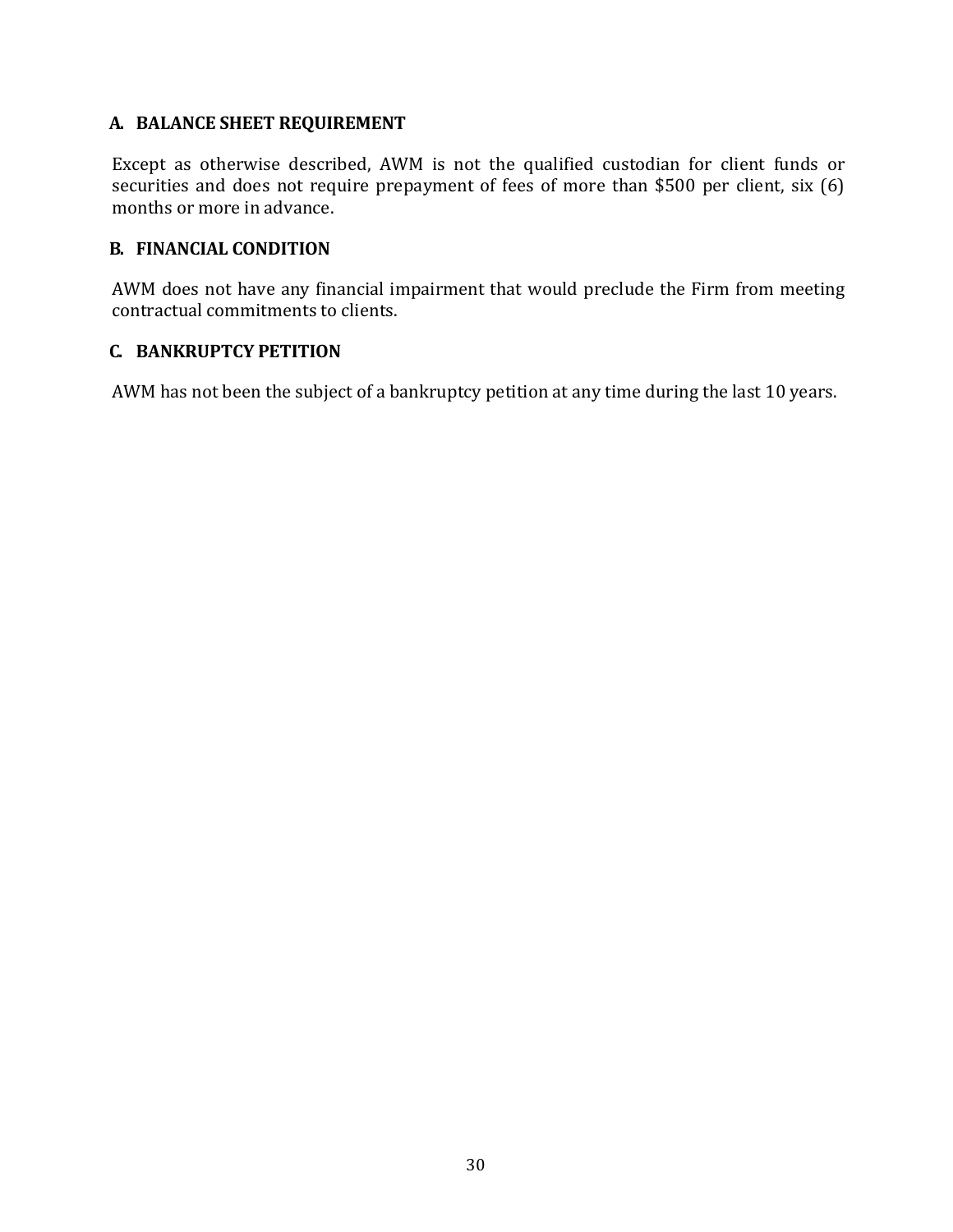### A. BALANCE SHEET REQUIREMENT

Except as otherwise described, AWM is not the qualified custodian for client funds or securities and does not require prepayment of fees of more than $500 per client, six (6) months or more in advance.

### B. FINANCIAL CONDITION

AWM does not have any financial impairment that would preclude the Firm from meeting contractual commitments to clients.

### C. BANKRUPTCY PETITION

AWM has not been the subject of a bankruptcy petition at any time during the last 10 years.